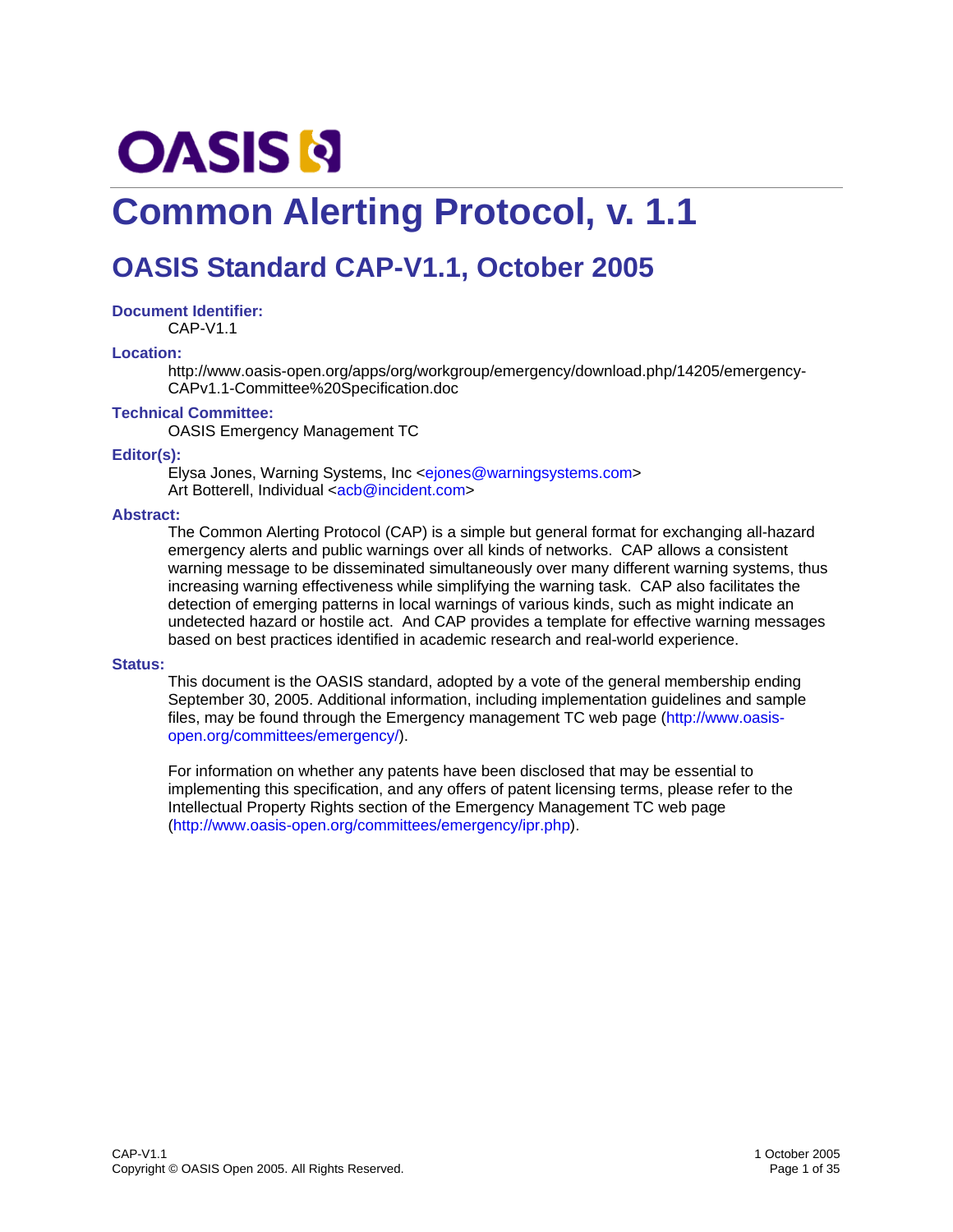OASIS

# Common Alerting Protocol, v. 1.1

## OASIS Standard CAP-V1.1, October 2005

**Document Identifier:**

CAP-V1.1

**Location:**

http://www.oasis-open.org/apps/org/workgroup/emergency/download.php/14205/emergency-CAPv1.1-Committee%20Specification.doc

**Technical Committee:**

OASIS Emergency Management TC

**Editor(s):**

Elysa Jones, Warning Systems, Inc <ejones@warningsystems.com>
Art Botterell, Individual <acb@incident.com>

**Abstract:**

The Common Alerting Protocol (CAP) is a simple but general format for exchanging all-hazard emergency alerts and public warnings over all kinds of networks. CAP allows a consistent warning message to be disseminated simultaneously over many different warning systems, thus increasing warning effectiveness while simplifying the warning task. CAP also facilitates the detection of emerging patterns in local warnings of various kinds, such as might indicate an undetected hazard or hostile act. And CAP provides a template for effective warning messages based on best practices identified in academic research and real-world experience.

**Status:**

This document is the OASIS standard, adopted by a vote of the general membership ending September 30, 2005. Additional information, including implementation guidelines and sample files, may be found through the Emergency management TC web page (http://www.oasis-open.org/committees/emergency/).

For information on whether any patents have been disclosed that may be essential to implementing this specification, and any offers of patent licensing terms, please refer to the Intellectual Property Rights section of the Emergency Management TC web page (http://www.oasis-open.org/committees/emergency/ipr.php).

Copyright © OASIS Open 2005. All Rights Reserved.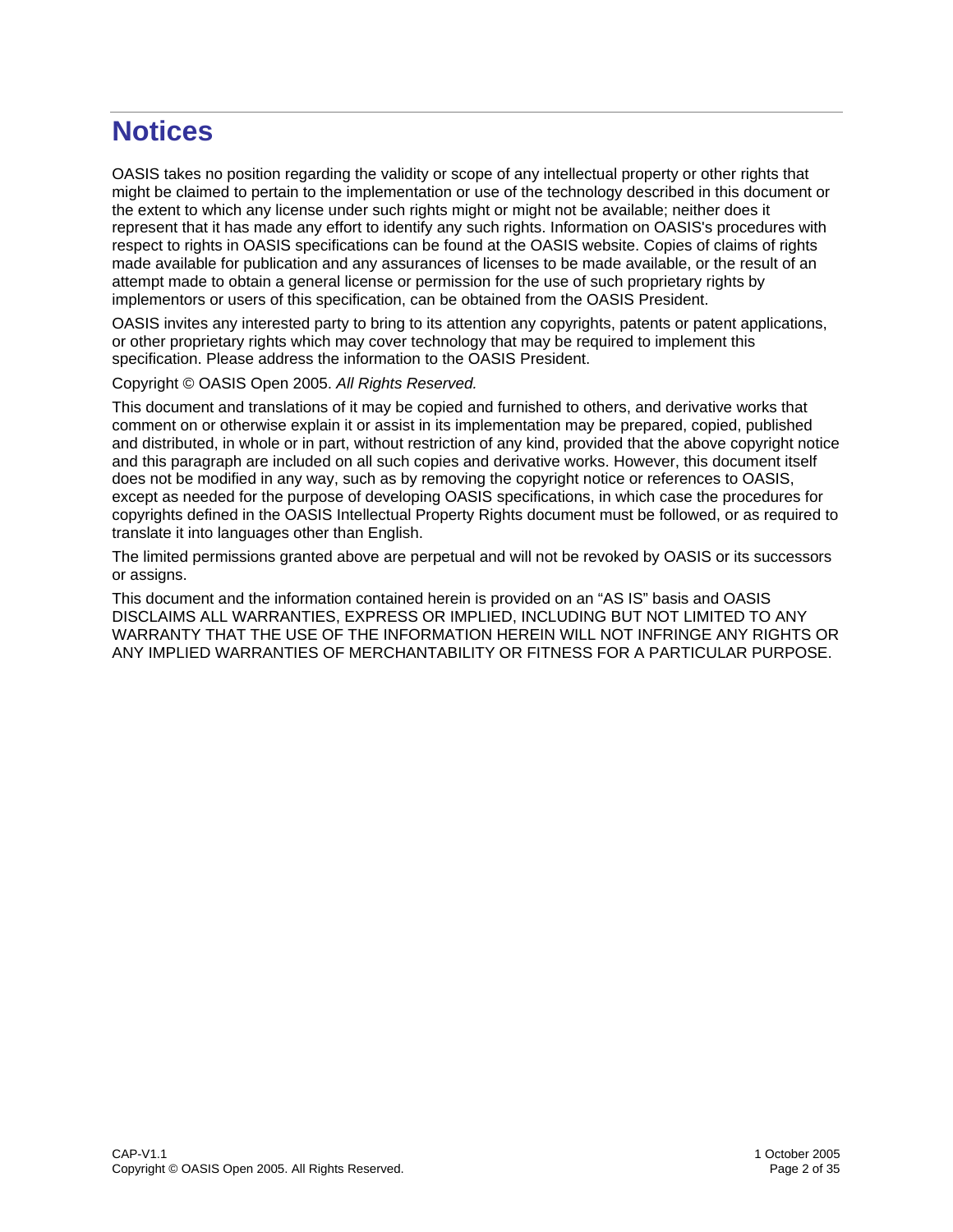# Notices

OASIS takes no position regarding the validity or scope of any intellectual property or other rights that might be claimed to pertain to the implementation or use of the technology described in this document or the extent to which any license under such rights might or might not be available; neither does it represent that it has made any effort to identify any such rights. Information on OASIS's procedures with respect to rights in OASIS specifications can be found at the OASIS website. Copies of claims of rights made available for publication and any assurances of licenses to be made available, or the result of an attempt made to obtain a general license or permission for the use of such proprietary rights by implementors or users of this specification, can be obtained from the OASIS President.

OASIS invites any interested party to bring to its attention any copyrights, patents or patent applications, or other proprietary rights which may cover technology that may be required to implement this specification. Please address the information to the OASIS President.

Copyright © OASIS Open 2005. *All Rights Reserved.*

This document and translations of it may be copied and furnished to others, and derivative works that comment on or otherwise explain it or assist in its implementation may be prepared, copied, published and distributed, in whole or in part, without restriction of any kind, provided that the above copyright notice and this paragraph are included on all such copies and derivative works. However, this document itself does not be modified in any way, such as by removing the copyright notice or references to OASIS, except as needed for the purpose of developing OASIS specifications, in which case the procedures for copyrights defined in the OASIS Intellectual Property Rights document must be followed, or as required to translate it into languages other than English.

The limited permissions granted above are perpetual and will not be revoked by OASIS or its successors or assigns.

This document and the information contained herein is provided on an "AS IS" basis and OASIS DISCLAIMS ALL WARRANTIES, EXPRESS OR IMPLIED, INCLUDING BUT NOT LIMITED TO ANY WARRANTY THAT THE USE OF THE INFORMATION HEREIN WILL NOT INFRINGE ANY RIGHTS OR ANY IMPLIED WARRANTIES OF MERCHANTABILITY OR FITNESS FOR A PARTICULAR PURPOSE.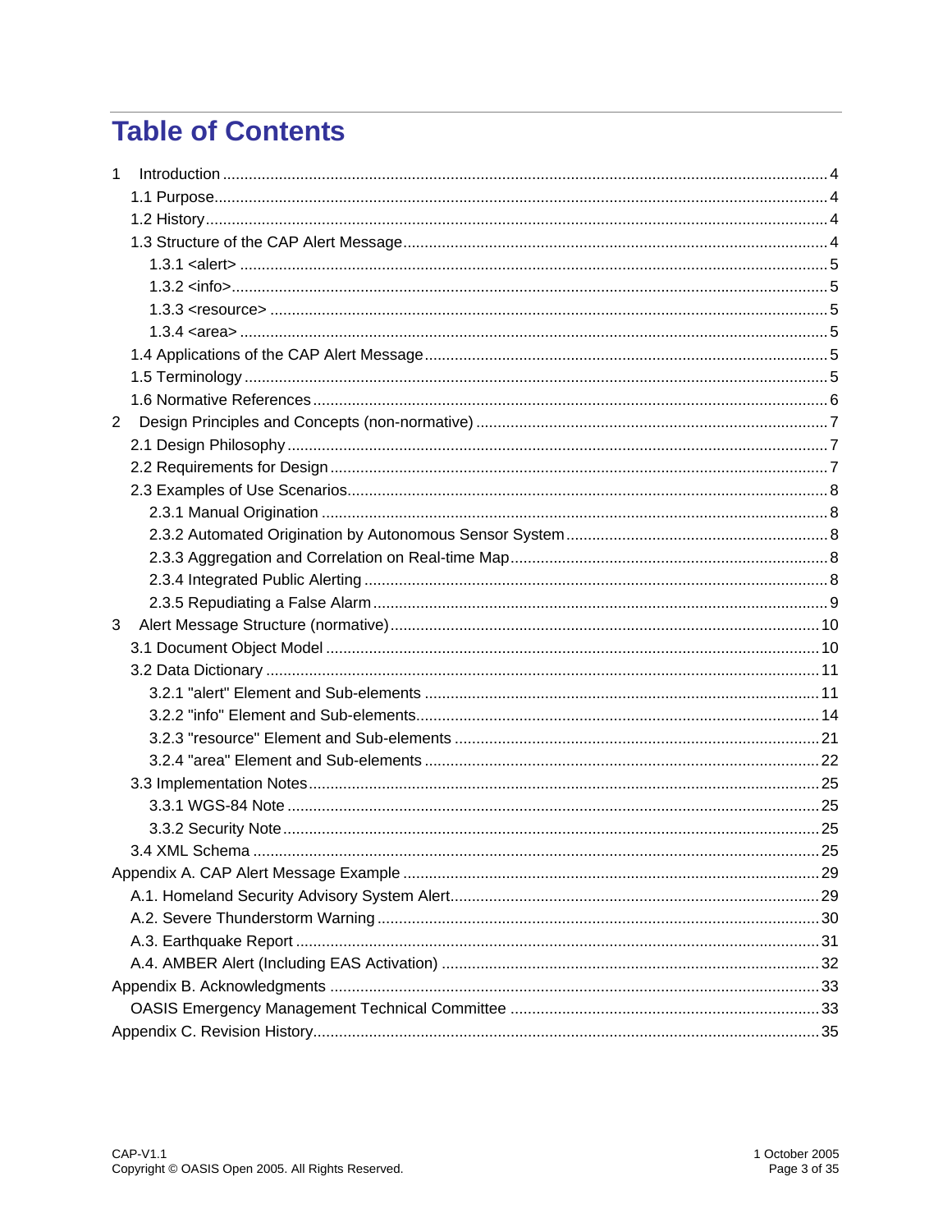# Table of Contents

1 Introduction .......... 4
- 1.1 Purpose .......... 4
- 1.2 History .......... 4
- 1.3 Structure of the CAP Alert Message .......... 4
  - 1.3.1 <alert> .......... 5
  - 1.3.2 <info> .......... 5
  - 1.3.3 <resource> .......... 5
  - 1.3.4 <area> .......... 5
- 1.4 Applications of the CAP Alert Message .......... 5
- 1.5 Terminology .......... 5
- 1.6 Normative References .......... 6

2 Design Principles and Concepts (non-normative) .......... 7
- 2.1 Design Philosophy .......... 7
- 2.2 Requirements for Design .......... 7
- 2.3 Examples of Use Scenarios .......... 8
  - 2.3.1 Manual Origination .......... 8
  - 2.3.2 Automated Origination by Autonomous Sensor System .......... 8
  - 2.3.3 Aggregation and Correlation on Real-time Map .......... 8
  - 2.3.4 Integrated Public Alerting .......... 8
  - 2.3.5 Repudiating a False Alarm .......... 9

3 Alert Message Structure (normative) .......... 10
- 3.1 Document Object Model .......... 10
- 3.2 Data Dictionary .......... 11
  - 3.2.1 "alert" Element and Sub-elements .......... 11
  - 3.2.2 "info" Element and Sub-elements .......... 14
  - 3.2.3 "resource" Element and Sub-elements .......... 21
  - 3.2.4 "area" Element and Sub-elements .......... 22
- 3.3 Implementation Notes .......... 25
  - 3.3.1 WGS-84 Note .......... 25
  - 3.3.2 Security Note .......... 25
- 3.4 XML Schema .......... 25

Appendix A. CAP Alert Message Example .......... 29
- A.1. Homeland Security Advisory System Alert .......... 29
- A.2. Severe Thunderstorm Warning .......... 30
- A.3. Earthquake Report .......... 31
- A.4. AMBER Alert (Including EAS Activation) .......... 32

Appendix B. Acknowledgments .......... 33
- OASIS Emergency Management Technical Committee .......... 33

Appendix C. Revision History .......... 35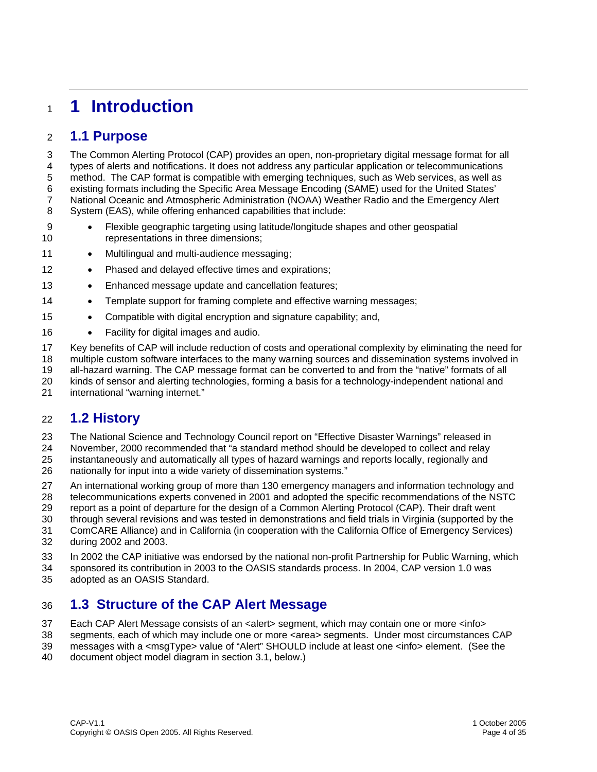# 1 Introduction

## 1.1 Purpose

The Common Alerting Protocol (CAP) provides an open, non-proprietary digital message format for all types of alerts and notifications. It does not address any particular application or telecommunications method. The CAP format is compatible with emerging techniques, such as Web services, as well as existing formats including the Specific Area Message Encoding (SAME) used for the United States' National Oceanic and Atmospheric Administration (NOAA) Weather Radio and the Emergency Alert System (EAS), while offering enhanced capabilities that include:

- Flexible geographic targeting using latitude/longitude shapes and other geospatial representations in three dimensions;
- Multilingual and multi-audience messaging;
- Phased and delayed effective times and expirations;
- Enhanced message update and cancellation features;
- Template support for framing complete and effective warning messages;
- Compatible with digital encryption and signature capability; and,
- Facility for digital images and audio.

Key benefits of CAP will include reduction of costs and operational complexity by eliminating the need for multiple custom software interfaces to the many warning sources and dissemination systems involved in all-hazard warning. The CAP message format can be converted to and from the "native" formats of all kinds of sensor and alerting technologies, forming a basis for a technology-independent national and international "warning internet."

## 1.2 History

The National Science and Technology Council report on "Effective Disaster Warnings" released in November, 2000 recommended that "a standard method should be developed to collect and relay instantaneously and automatically all types of hazard warnings and reports locally, regionally and nationally for input into a wide variety of dissemination systems."

An international working group of more than 130 emergency managers and information technology and telecommunications experts convened in 2001 and adopted the specific recommendations of the NSTC report as a point of departure for the design of a Common Alerting Protocol (CAP). Their draft went through several revisions and was tested in demonstrations and field trials in Virginia (supported by the ComCARE Alliance) and in California (in cooperation with the California Office of Emergency Services) during 2002 and 2003.

In 2002 the CAP initiative was endorsed by the national non-profit Partnership for Public Warning, which sponsored its contribution in 2003 to the OASIS standards process. In 2004, CAP version 1.0 was adopted as an OASIS Standard.

## 1.3 Structure of the CAP Alert Message

Each CAP Alert Message consists of an <alert> segment, which may contain one or more <info> segments, each of which may include one or more <area> segments. Under most circumstances CAP messages with a <msgType> value of "Alert" SHOULD include at least one <info> element. (See the document object model diagram in section 3.1, below.)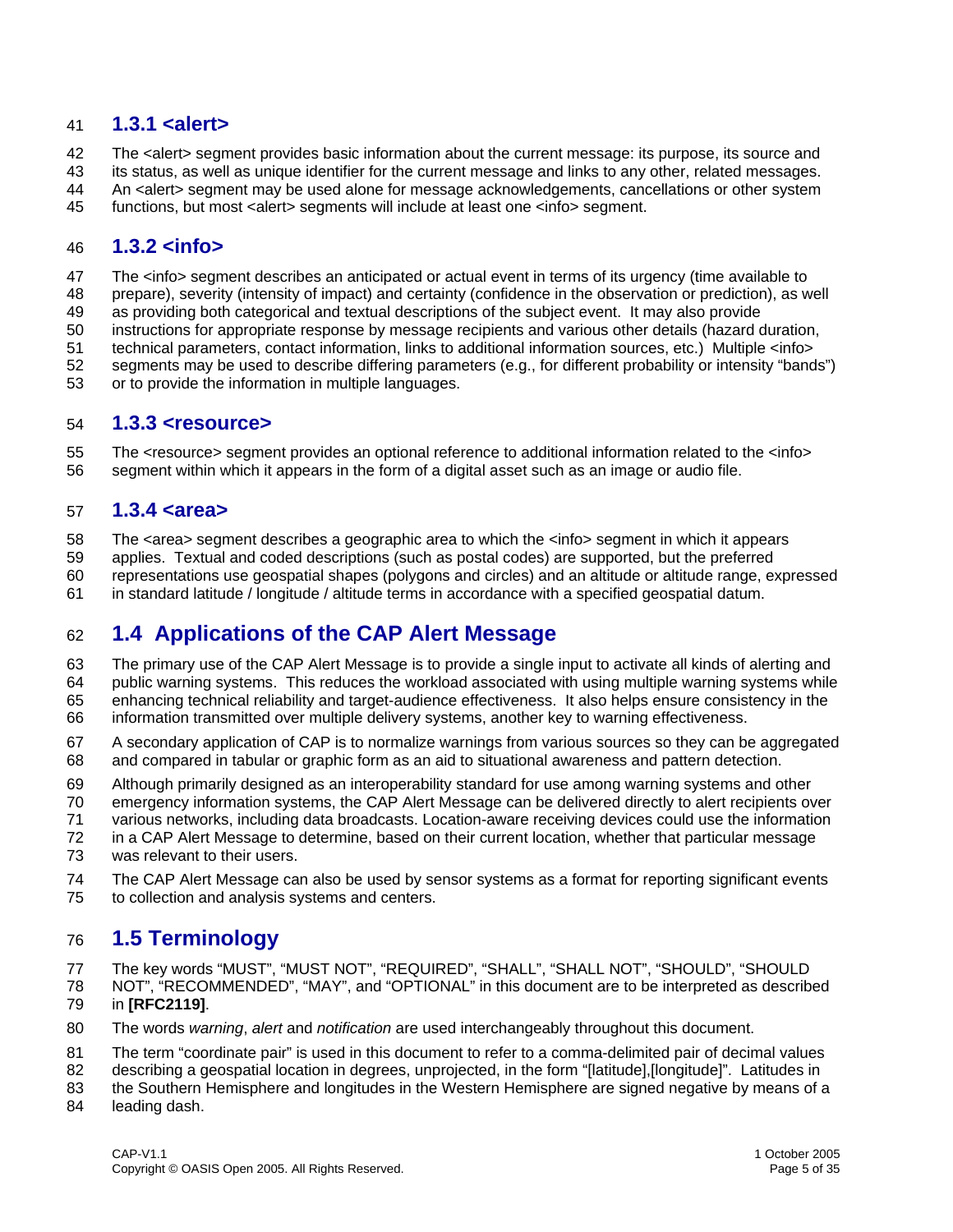### 1.3.1 <alert>

The <alert> segment provides basic information about the current message: its purpose, its source and its status, as well as unique identifier for the current message and links to any other, related messages. An <alert> segment may be used alone for message acknowledgements, cancellations or other system functions, but most <alert> segments will include at least one <info> segment.

### 1.3.2 <info>

The <info> segment describes an anticipated or actual event in terms of its urgency (time available to prepare), severity (intensity of impact) and certainty (confidence in the observation or prediction), as well as providing both categorical and textual descriptions of the subject event. It may also provide instructions for appropriate response by message recipients and various other details (hazard duration, technical parameters, contact information, links to additional information sources, etc.) Multiple <info> segments may be used to describe differing parameters (e.g., for different probability or intensity "bands") or to provide the information in multiple languages.

### 1.3.3 <resource>

The <resource> segment provides an optional reference to additional information related to the <info> segment within which it appears in the form of a digital asset such as an image or audio file.

### 1.3.4 <area>

The <area> segment describes a geographic area to which the <info> segment in which it appears applies. Textual and coded descriptions (such as postal codes) are supported, but the preferred representations use geospatial shapes (polygons and circles) and an altitude or altitude range, expressed in standard latitude / longitude / altitude terms in accordance with a specified geospatial datum.

## 1.4 Applications of the CAP Alert Message

The primary use of the CAP Alert Message is to provide a single input to activate all kinds of alerting and public warning systems. This reduces the workload associated with using multiple warning systems while enhancing technical reliability and target-audience effectiveness. It also helps ensure consistency in the information transmitted over multiple delivery systems, another key to warning effectiveness.

A secondary application of CAP is to normalize warnings from various sources so they can be aggregated and compared in tabular or graphic form as an aid to situational awareness and pattern detection.

Although primarily designed as an interoperability standard for use among warning systems and other emergency information systems, the CAP Alert Message can be delivered directly to alert recipients over various networks, including data broadcasts. Location-aware receiving devices could use the information in a CAP Alert Message to determine, based on their current location, whether that particular message was relevant to their users.

The CAP Alert Message can also be used by sensor systems as a format for reporting significant events to collection and analysis systems and centers.

## 1.5 Terminology

The key words "MUST", "MUST NOT", "REQUIRED", "SHALL", "SHALL NOT", "SHOULD", "SHOULD NOT", "RECOMMENDED", "MAY", and "OPTIONAL" in this document are to be interpreted as described in **[RFC2119]**.

The words *warning*, *alert* and *notification* are used interchangeably throughout this document.

The term "coordinate pair" is used in this document to refer to a comma-delimited pair of decimal values describing a geospatial location in degrees, unprojected, in the form "[latitude],[longitude]". Latitudes in the Southern Hemisphere and longitudes in the Western Hemisphere are signed negative by means of a leading dash.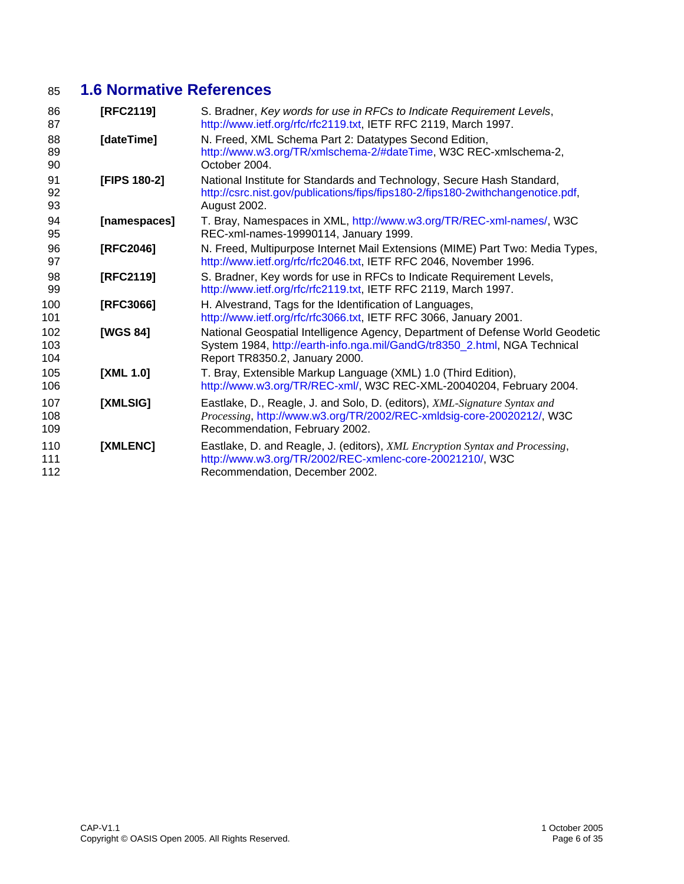## 1.6 Normative References

**[RFC2119]** S. Bradner, *Key words for use in RFCs to Indicate Requirement Levels*, http://www.ietf.org/rfc/rfc2119.txt, IETF RFC 2119, March 1997.

**[dateTime]** N. Freed, XML Schema Part 2: Datatypes Second Edition, http://www.w3.org/TR/xmlschema-2/#dateTime, W3C REC-xmlschema-2, October 2004.

**[FIPS 180-2]** National Institute for Standards and Technology, Secure Hash Standard, http://csrc.nist.gov/publications/fips/fips180-2/fips180-2withchangenotice.pdf, August 2002.

**[namespaces]** T. Bray, Namespaces in XML, http://www.w3.org/TR/REC-xml-names/, W3C REC-xml-names-19990114, January 1999.

**[RFC2046]** N. Freed, Multipurpose Internet Mail Extensions (MIME) Part Two: Media Types, http://www.ietf.org/rfc/rfc2046.txt, IETF RFC 2046, November 1996.

**[RFC2119]** S. Bradner, Key words for use in RFCs to Indicate Requirement Levels, http://www.ietf.org/rfc/rfc2119.txt, IETF RFC 2119, March 1997.

**[RFC3066]** H. Alvestrand, Tags for the Identification of Languages, http://www.ietf.org/rfc/rfc3066.txt, IETF RFC 3066, January 2001.

**[WGS 84]** National Geospatial Intelligence Agency, Department of Defense World Geodetic System 1984, http://earth-info.nga.mil/GandG/tr8350_2.html, NGA Technical Report TR8350.2, January 2000.

**[XML 1.0]** T. Bray, Extensible Markup Language (XML) 1.0 (Third Edition), http://www.w3.org/TR/REC-xml/, W3C REC-XML-20040204, February 2004.

**[XMLSIG]** Eastlake, D., Reagle, J. and Solo, D. (editors), *XML-Signature Syntax and Processing*, http://www.w3.org/TR/2002/REC-xmldsig-core-20020212/, W3C Recommendation, February 2002.

**[XMLENC]** Eastlake, D. and Reagle, J. (editors), *XML Encryption Syntax and Processing*, http://www.w3.org/TR/2002/REC-xmlenc-core-20021210/, W3C Recommendation, December 2002.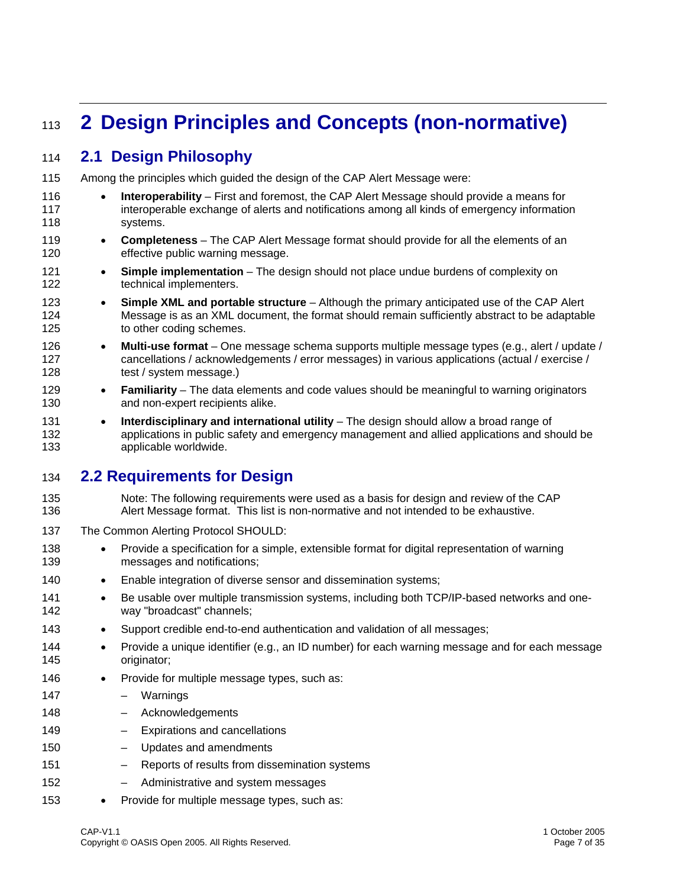# 2 Design Principles and Concepts (non-normative)

## 2.1 Design Philosophy

Among the principles which guided the design of the CAP Alert Message were:

- **Interoperability** – First and foremost, the CAP Alert Message should provide a means for interoperable exchange of alerts and notifications among all kinds of emergency information systems.
- **Completeness** – The CAP Alert Message format should provide for all the elements of an effective public warning message.
- **Simple implementation** – The design should not place undue burdens of complexity on technical implementers.
- **Simple XML and portable structure** – Although the primary anticipated use of the CAP Alert Message is as an XML document, the format should remain sufficiently abstract to be adaptable to other coding schemes.
- **Multi-use format** – One message schema supports multiple message types (e.g., alert / update / cancellations / acknowledgements / error messages) in various applications (actual / exercise / test / system message.)
- **Familiarity** – The data elements and code values should be meaningful to warning originators and non-expert recipients alike.
- **Interdisciplinary and international utility** – The design should allow a broad range of applications in public safety and emergency management and allied applications and should be applicable worldwide.

## 2.2 Requirements for Design

Note: The following requirements were used as a basis for design and review of the CAP Alert Message format. This list is non-normative and not intended to be exhaustive.

The Common Alerting Protocol SHOULD:

- Provide a specification for a simple, extensible format for digital representation of warning messages and notifications;
- Enable integration of diverse sensor and dissemination systems;
- Be usable over multiple transmission systems, including both TCP/IP-based networks and one-way "broadcast" channels;
- Support credible end-to-end authentication and validation of all messages;
- Provide a unique identifier (e.g., an ID number) for each warning message and for each message originator;
- Provide for multiple message types, such as:
  - Warnings
  - Acknowledgements
  - Expirations and cancellations
  - Updates and amendments
  - Reports of results from dissemination systems
  - Administrative and system messages
- Provide for multiple message types, such as: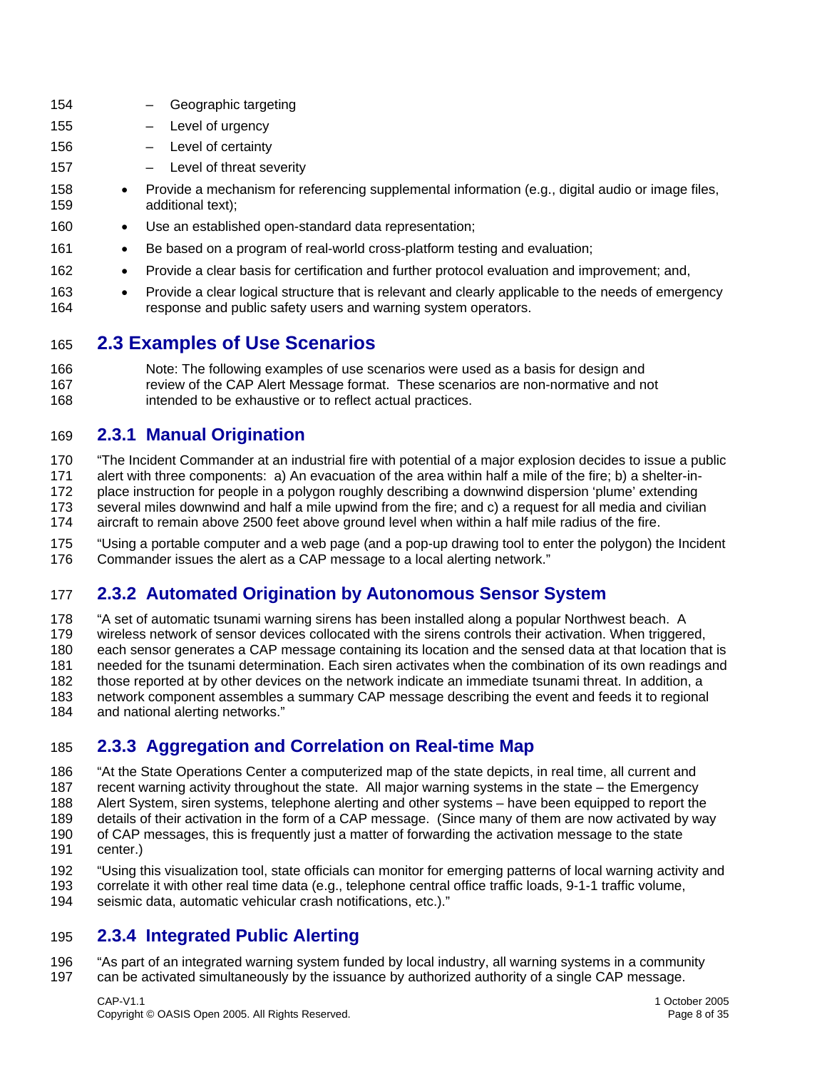- Geographic targeting
  - Level of urgency
  - Level of certainty
  - Level of threat severity
- Provide a mechanism for referencing supplemental information (e.g., digital audio or image files, additional text);
- Use an established open-standard data representation;
- Be based on a program of real-world cross-platform testing and evaluation;
- Provide a clear basis for certification and further protocol evaluation and improvement; and,
- Provide a clear logical structure that is relevant and clearly applicable to the needs of emergency response and public safety users and warning system operators.

## 2.3 Examples of Use Scenarios

Note: The following examples of use scenarios were used as a basis for design and review of the CAP Alert Message format. These scenarios are non-normative and not intended to be exhaustive or to reflect actual practices.

### 2.3.1 Manual Origination

"The Incident Commander at an industrial fire with potential of a major explosion decides to issue a public alert with three components: a) An evacuation of the area within half a mile of the fire; b) a shelter-in-place instruction for people in a polygon roughly describing a downwind dispersion 'plume' extending several miles downwind and half a mile upwind from the fire; and c) a request for all media and civilian aircraft to remain above 2500 feet above ground level when within a half mile radius of the fire.

"Using a portable computer and a web page (and a pop-up drawing tool to enter the polygon) the Incident Commander issues the alert as a CAP message to a local alerting network."

### 2.3.2 Automated Origination by Autonomous Sensor System

"A set of automatic tsunami warning sirens has been installed along a popular Northwest beach. A wireless network of sensor devices collocated with the sirens controls their activation. When triggered, each sensor generates a CAP message containing its location and the sensed data at that location that is needed for the tsunami determination. Each siren activates when the combination of its own readings and those reported at by other devices on the network indicate an immediate tsunami threat. In addition, a network component assembles a summary CAP message describing the event and feeds it to regional and national alerting networks."

### 2.3.3 Aggregation and Correlation on Real-time Map

"At the State Operations Center a computerized map of the state depicts, in real time, all current and recent warning activity throughout the state. All major warning systems in the state – the Emergency Alert System, siren systems, telephone alerting and other systems – have been equipped to report the details of their activation in the form of a CAP message. (Since many of them are now activated by way of CAP messages, this is frequently just a matter of forwarding the activation message to the state center.)

"Using this visualization tool, state officials can monitor for emerging patterns of local warning activity and correlate it with other real time data (e.g., telephone central office traffic loads, 9-1-1 traffic volume, seismic data, automatic vehicular crash notifications, etc.)."

### 2.3.4 Integrated Public Alerting

"As part of an integrated warning system funded by local industry, all warning systems in a community can be activated simultaneously by the issuance by authorized authority of a single CAP message.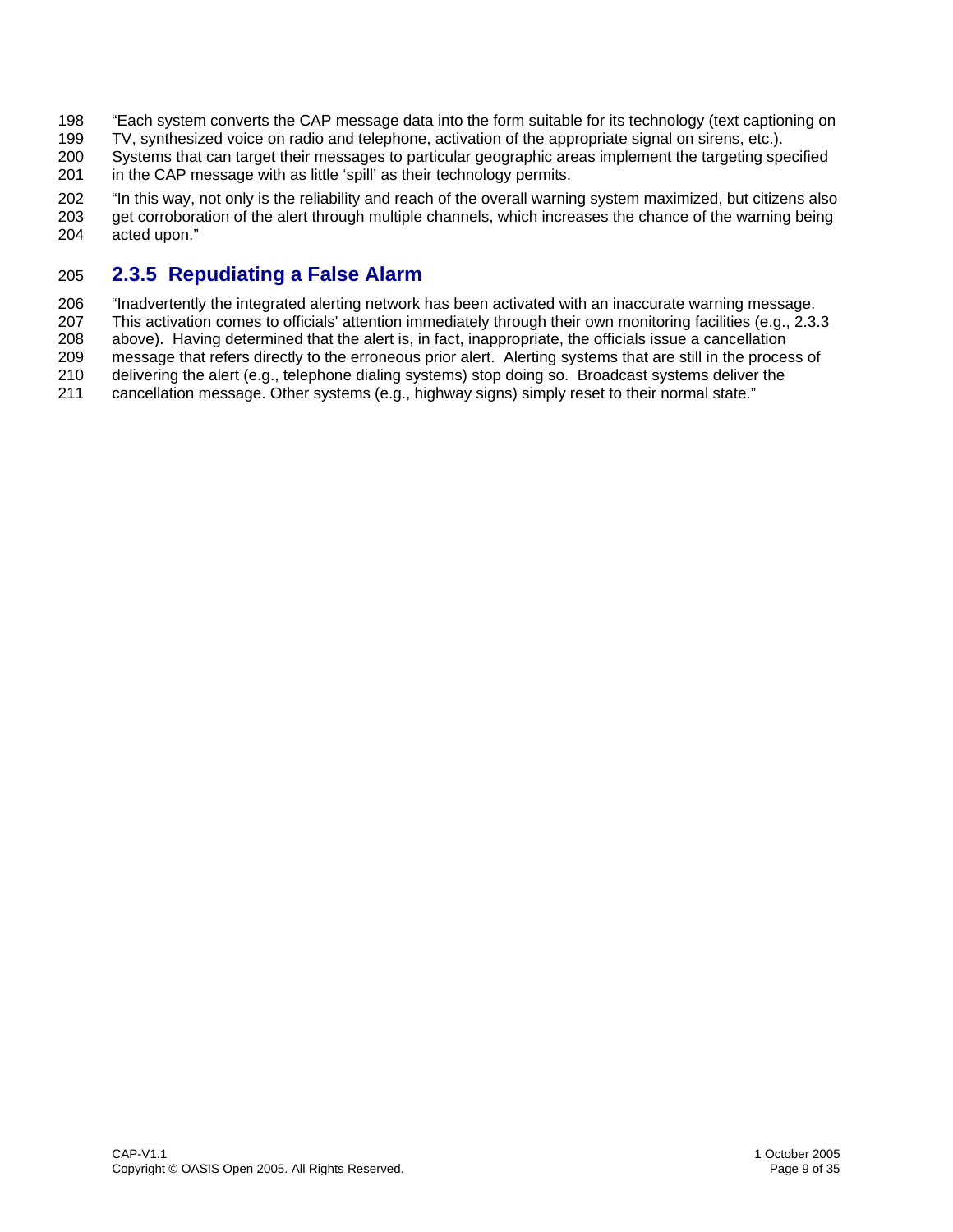"Each system converts the CAP message data into the form suitable for its technology (text captioning on TV, synthesized voice on radio and telephone, activation of the appropriate signal on sirens, etc.). Systems that can target their messages to particular geographic areas implement the targeting specified in the CAP message with as little 'spill' as their technology permits.

"In this way, not only is the reliability and reach of the overall warning system maximized, but citizens also get corroboration of the alert through multiple channels, which increases the chance of the warning being acted upon."

### 2.3.5 Repudiating a False Alarm

"Inadvertently the integrated alerting network has been activated with an inaccurate warning message. This activation comes to officials' attention immediately through their own monitoring facilities (e.g., 2.3.3 above). Having determined that the alert is, in fact, inappropriate, the officials issue a cancellation message that refers directly to the erroneous prior alert. Alerting systems that are still in the process of delivering the alert (e.g., telephone dialing systems) stop doing so. Broadcast systems deliver the cancellation message. Other systems (e.g., highway signs) simply reset to their normal state."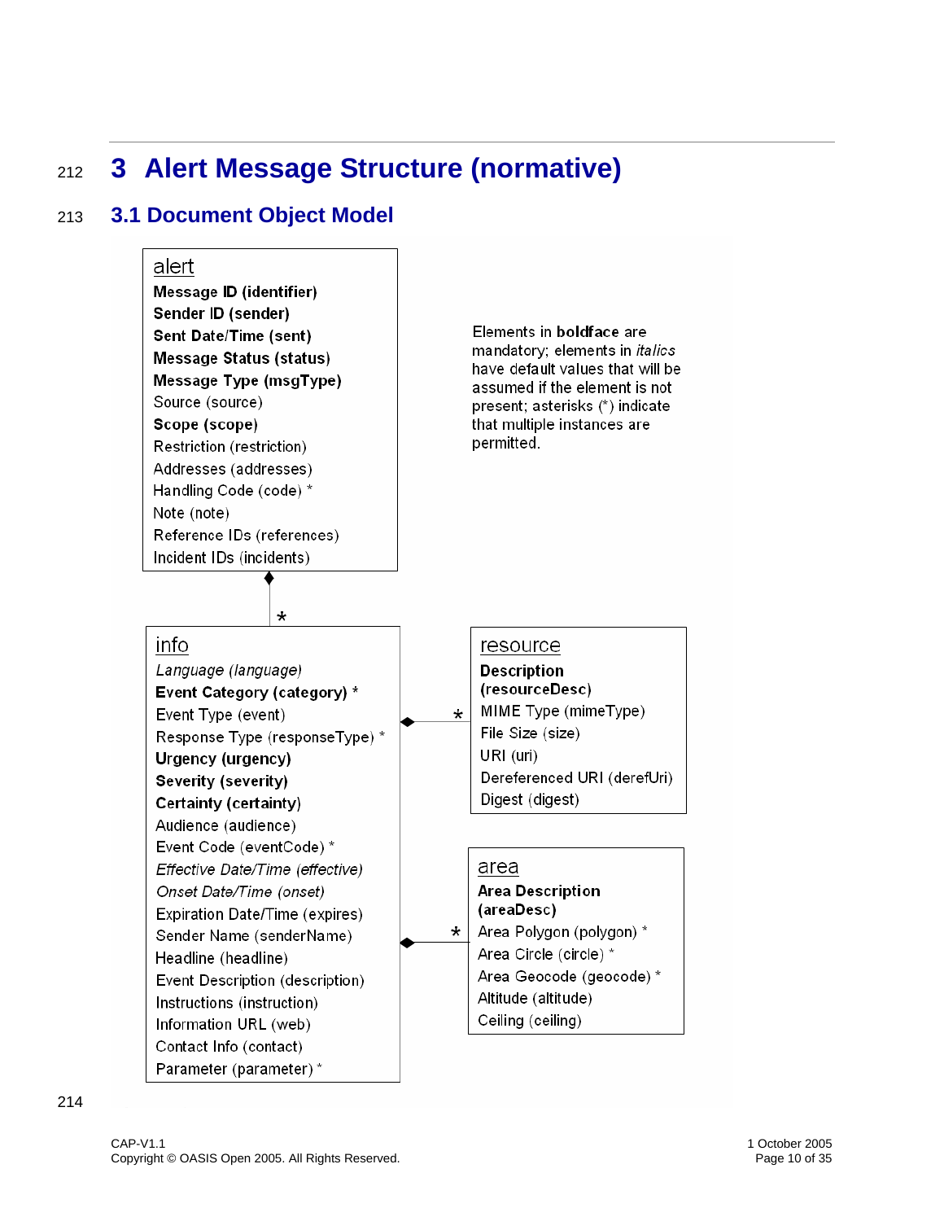# 3 Alert Message Structure (normative)

## 3.1 Document Object Model

alert

**Message ID (identifier)**
**Sender ID (sender)**
**Sent Date/Time (sent)**
**Message Status (status)**
**Message Type (msgType)**
Source (source)
**Scope (scope)**
Restriction (restriction)
Addresses (addresses)
Handling Code (code) *
Note (note)
Reference IDs (references)
Incident IDs (incidents)

Elements in **boldface** are mandatory; elements in *italics* have default values that will be assumed if the element is not present; asterisks (*) indicate that multiple instances are permitted.

*

info

*Language (language)*
**Event Category (category) ***
Event Type (event)
Response Type (responseType) *
**Urgency (urgency)**
**Severity (severity)**
**Certainty (certainty)**
Audience (audience)
Event Code (eventCode) *
*Effective Date/Time (effective)*
*Onset Date/Time (onset)*
Expiration Date/Time (expires)
Sender Name (senderName)
Headline (headline)
Event Description (description)
Instructions (instruction)
Information URL (web)
Contact Info (contact)
Parameter (parameter) *

*

resource

**Description (resourceDesc)**
MIME Type (mimeType)
File Size (size)
URI (uri)
Dereferenced URI (derefUri)
Digest (digest)

*

area

**Area Description (areaDesc)**
Area Polygon (polygon) *
Area Circle (circle) *
Area Geocode (geocode) *
Altitude (altitude)
Ceiling (ceiling)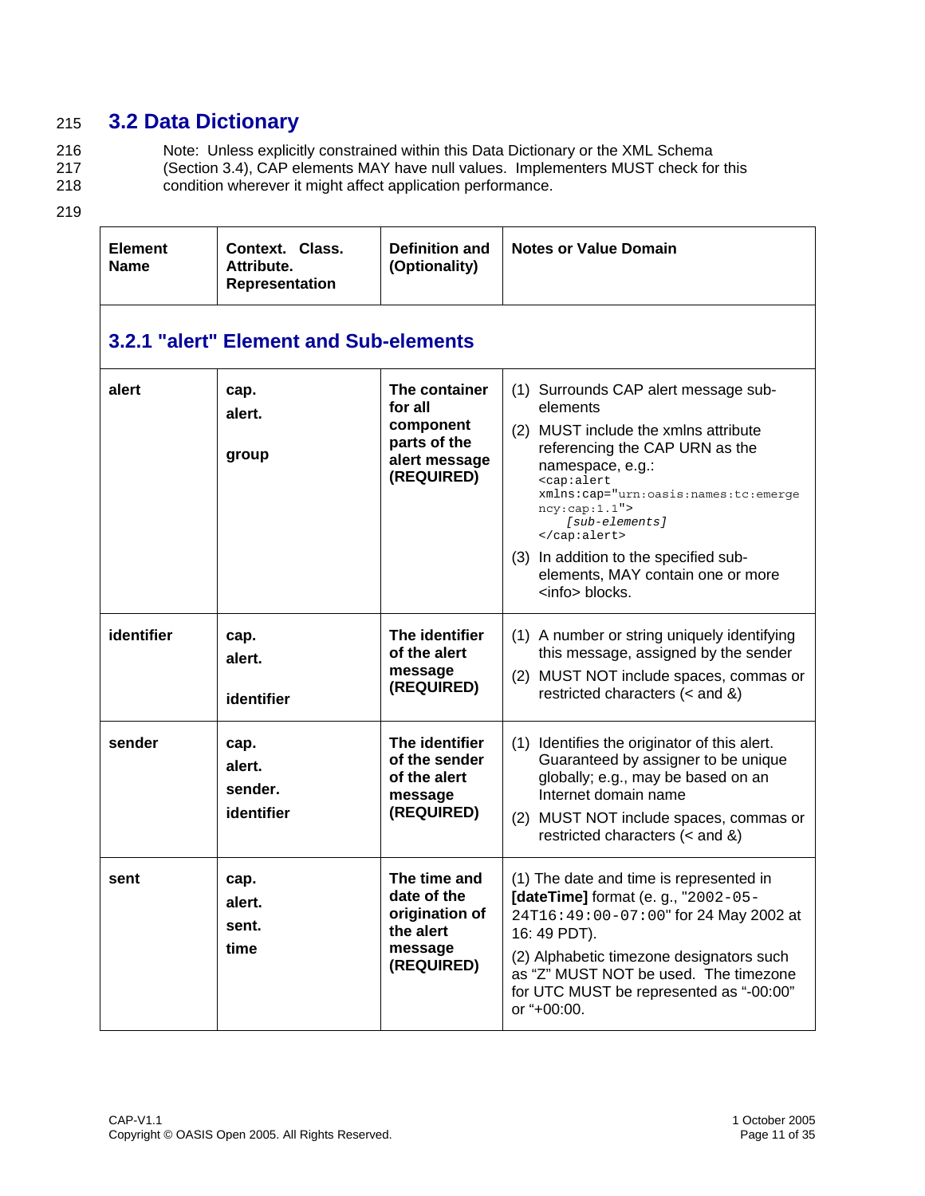## 3.2 Data Dictionary

Note: Unless explicitly constrained within this Data Dictionary or the XML Schema (Section 3.4), CAP elements MAY have null values. Implementers MUST check for this condition wherever it might affect application performance.

| Element Name | Context. Class. Attribute. Representation | Definition and (Optionality) | Notes or Value Domain |
|---|---|---|---|
| **3.2.1 "alert" Element and Sub-elements** | | | |
| **alert** | **cap.<br>alert.<br>group** | **The container for all component parts of the alert message (REQUIRED)** | (1) Surrounds CAP alert message sub-elements<br>(2) MUST include the xmlns attribute referencing the CAP URN as the namespace, e.g.:<br>`<cap:alert xmlns:cap="urn:oasis:names:tc:emergency:cap:1.1">`<br>`    [sub-elements]`<br>`</cap:alert>`<br>(3) In addition to the specified sub-elements, MAY contain one or more <info> blocks. |
| **identifier** | **cap.<br>alert.<br>identifier** | **The identifier of the alert message (REQUIRED)** | (1) A number or string uniquely identifying this message, assigned by the sender<br>(2) MUST NOT include spaces, commas or restricted characters (< and &) |
| **sender** | **cap.<br>alert.<br>sender.<br>identifier** | **The identifier of the sender of the alert message (REQUIRED)** | (1) Identifies the originator of this alert. Guaranteed by assigner to be unique globally; e.g., may be based on an Internet domain name<br>(2) MUST NOT include spaces, commas or restricted characters (< and &) |
| **sent** | **cap.<br>alert.<br>sent.<br>time** | **The time and date of the origination of the alert message (REQUIRED)** | (1) The date and time is represented in **[dateTime]** format (e. g., "`2002-05-24T16:49:00-07:00`" for 24 May 2002 at 16: 49 PDT).<br>(2) Alphabetic timezone designators such as “Z” MUST NOT be used. The timezone for UTC MUST be represented as “-00:00” or “+00:00. |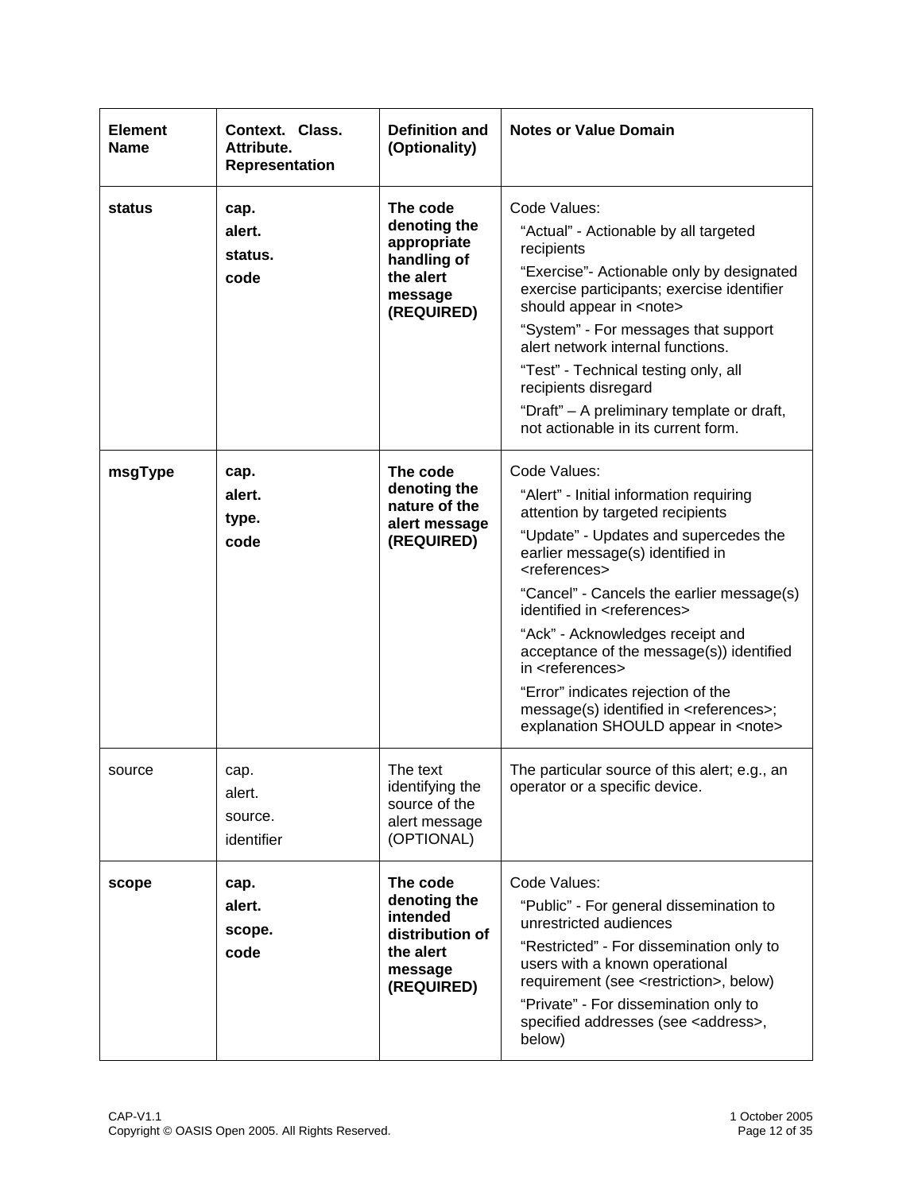| Element Name | Context. Class. Attribute. Representation | Definition and (Optionality) | Notes or Value Domain |
|---|---|---|---|
| **status** | **cap.**<br>**alert.**<br>**status.**<br>**code** | **The code denoting the appropriate handling of the alert message (REQUIRED)** | Code Values:<br>"Actual" - Actionable by all targeted recipients<br>"Exercise"- Actionable only by designated exercise participants; exercise identifier should appear in <note><br>"System" - For messages that support alert network internal functions.<br>"Test" - Technical testing only, all recipients disregard<br>"Draft" – A preliminary template or draft, not actionable in its current form. |
| **msgType** | **cap.**<br>**alert.**<br>**type.**<br>**code** | **The code denoting the nature of the alert message (REQUIRED)** | Code Values:<br>"Alert" - Initial information requiring attention by targeted recipients<br>"Update" - Updates and supercedes the earlier message(s) identified in <references><br>"Cancel" - Cancels the earlier message(s) identified in <references><br>"Ack" - Acknowledges receipt and acceptance of the message(s)) identified in <references><br>"Error" indicates rejection of the message(s) identified in <references>; explanation SHOULD appear in <note> |
| source | cap.<br>alert.<br>source.<br>identifier | The text identifying the source of the alert message (OPTIONAL) | The particular source of this alert; e.g., an operator or a specific device. |
| **scope** | **cap.**<br>**alert.**<br>**scope.**<br>**code** | **The code denoting the intended distribution of the alert message (REQUIRED)** | Code Values:<br>"Public" - For general dissemination to unrestricted audiences<br>"Restricted" - For dissemination only to users with a known operational requirement (see <restriction>, below)<br>"Private" - For dissemination only to specified addresses (see <address>, below) |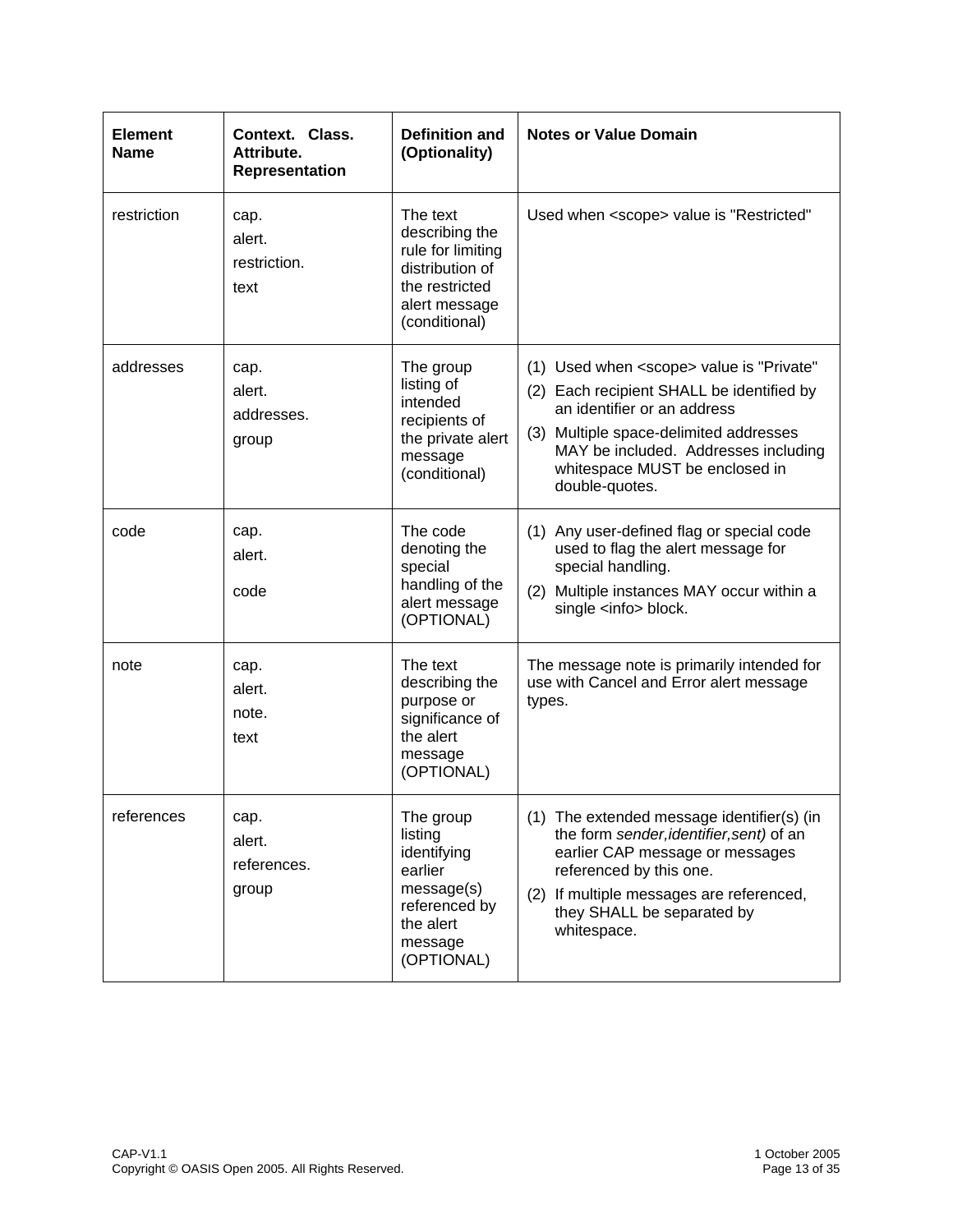| Element Name | Context. Class. Attribute. Representation | Definition and (Optionality) | Notes or Value Domain |
|---|---|---|---|
| restriction | cap.<br>alert.<br>restriction.<br>text | The text describing the rule for limiting distribution of the restricted alert message (conditional) | Used when <scope> value is "Restricted" |
| addresses | cap.<br>alert.<br>addresses.<br>group | The group listing of intended recipients of the private alert message (conditional) | (1) Used when <scope> value is "Private"<br>(2) Each recipient SHALL be identified by an identifier or an address<br>(3) Multiple space-delimited addresses MAY be included. Addresses including whitespace MUST be enclosed in double-quotes. |
| code | cap.<br>alert.<br>code | The code denoting the special handling of the alert message (OPTIONAL) | (1) Any user-defined flag or special code used to flag the alert message for special handling.<br>(2) Multiple instances MAY occur within a single <info> block. |
| note | cap.<br>alert.<br>note.<br>text | The text describing the purpose or significance of the alert message (OPTIONAL) | The message note is primarily intended for use with Cancel and Error alert message types. |
| references | cap.<br>alert.<br>references.<br>group | The group listing identifying earlier message(s) referenced by the alert message (OPTIONAL) | (1) The extended message identifier(s) (in the form *sender,identifier,sent)* of an earlier CAP message or messages referenced by this one.<br>(2) If multiple messages are referenced, they SHALL be separated by whitespace. |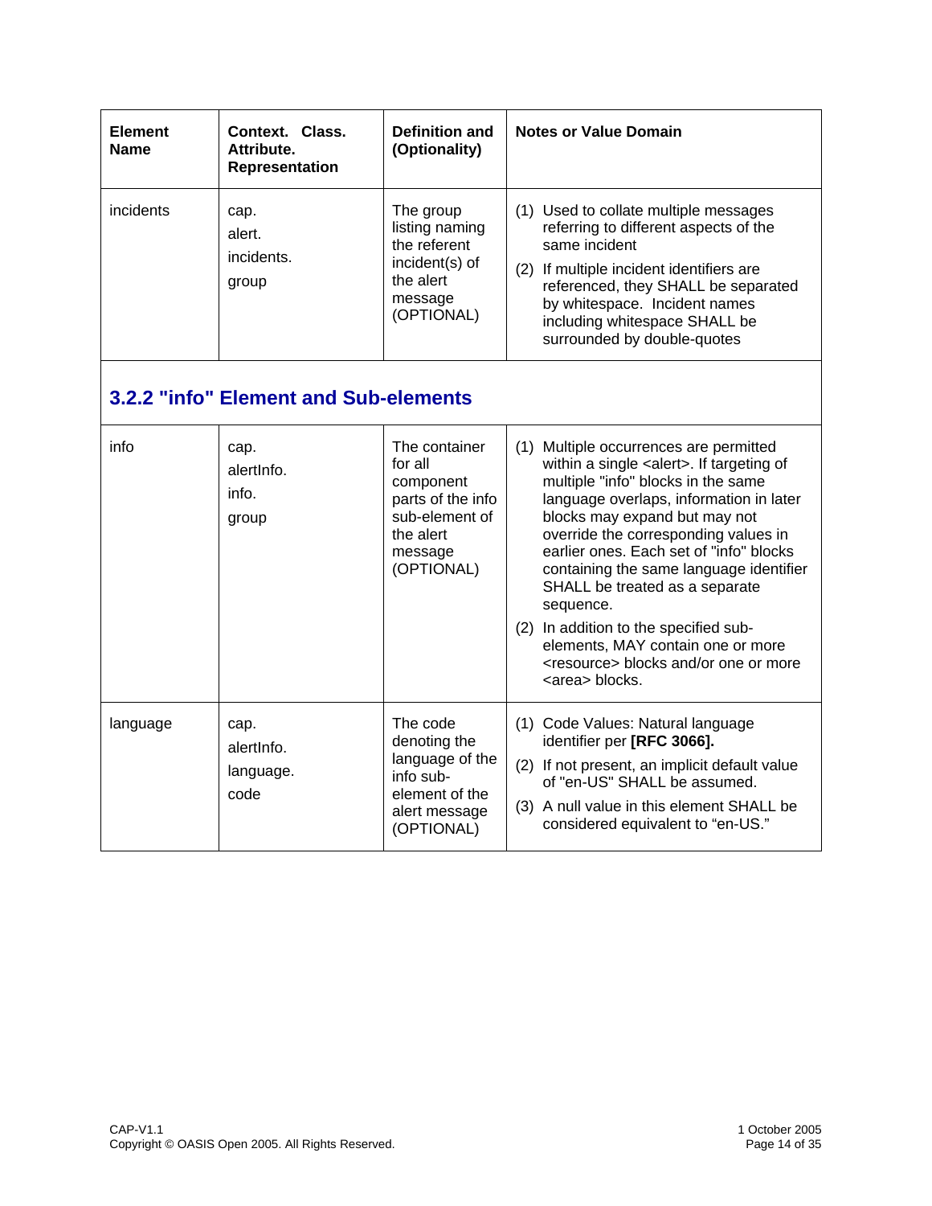| Element Name | Context. Class. Attribute. Representation | Definition and (Optionality) | Notes or Value Domain |
|---|---|---|---|
| incidents | cap. alert. incidents. group | The group listing naming the referent incident(s) of the alert message (OPTIONAL) | (1) Used to collate multiple messages referring to different aspects of the same incident<br>(2) If multiple incident identifiers are referenced, they SHALL be separated by whitespace. Incident names including whitespace SHALL be surrounded by double-quotes |

### 3.2.2 "info" Element and Sub-elements

| Element Name | Context. Class. Attribute. Representation | Definition and (Optionality) | Notes or Value Domain |
|---|---|---|---|
| info | cap. alertInfo. info. group | The container for all component parts of the info sub-element of the alert message (OPTIONAL) | (1) Multiple occurrences are permitted within a single <alert>. If targeting of multiple "info" blocks in the same language overlaps, information in later blocks may expand but may not override the corresponding values in earlier ones. Each set of "info" blocks containing the same language identifier SHALL be treated as a separate sequence.<br>(2) In addition to the specified sub-elements, MAY contain one or more <resource> blocks and/or one or more <area> blocks. |
| language | cap. alertInfo. language. code | The code denoting the language of the info sub-element of the alert message (OPTIONAL) | (1) Code Values: Natural language identifier per **[RFC 3066].**<br>(2) If not present, an implicit default value of "en-US" SHALL be assumed.<br>(3) A null value in this element SHALL be considered equivalent to "en-US." |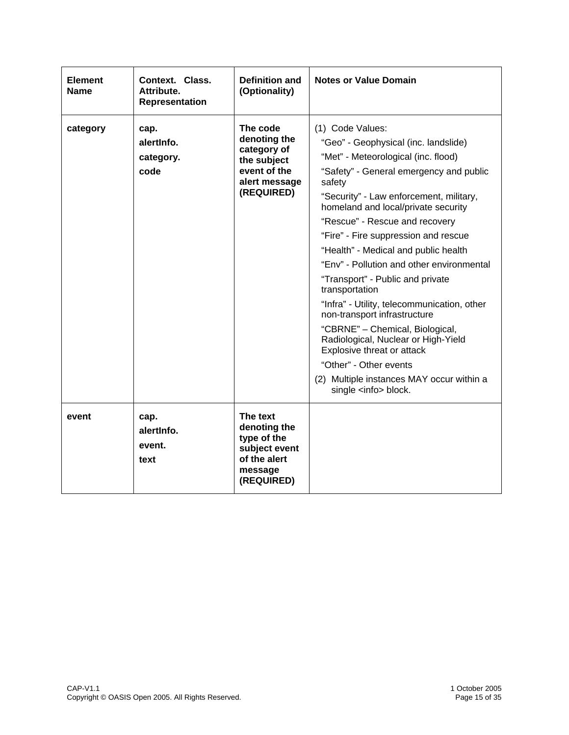| Element Name | Context. Class. Attribute. Representation | Definition and (Optionality) | Notes or Value Domain |
| --- | --- | --- | --- |
| **category** | **cap.<br>alertInfo.<br>category.<br>code** | **The code denoting the category of the subject event of the alert message (REQUIRED)** | (1) Code Values:<br>"Geo" - Geophysical (inc. landslide)<br>"Met" - Meteorological (inc. flood)<br>"Safety" - General emergency and public safety<br>"Security" - Law enforcement, military, homeland and local/private security<br>"Rescue" - Rescue and recovery<br>"Fire" - Fire suppression and rescue<br>"Health" - Medical and public health<br>"Env" - Pollution and other environmental<br>"Transport" - Public and private transportation<br>"Infra" - Utility, telecommunication, other non-transport infrastructure<br>"CBRNE" – Chemical, Biological, Radiological, Nuclear or High-Yield Explosive threat or attack<br>"Other" - Other events<br>(2) Multiple instances MAY occur within a single <info> block. |
| **event** | **cap.<br>alertInfo.<br>event.<br>text** | **The text denoting the type of the subject event of the alert message (REQUIRED)** | |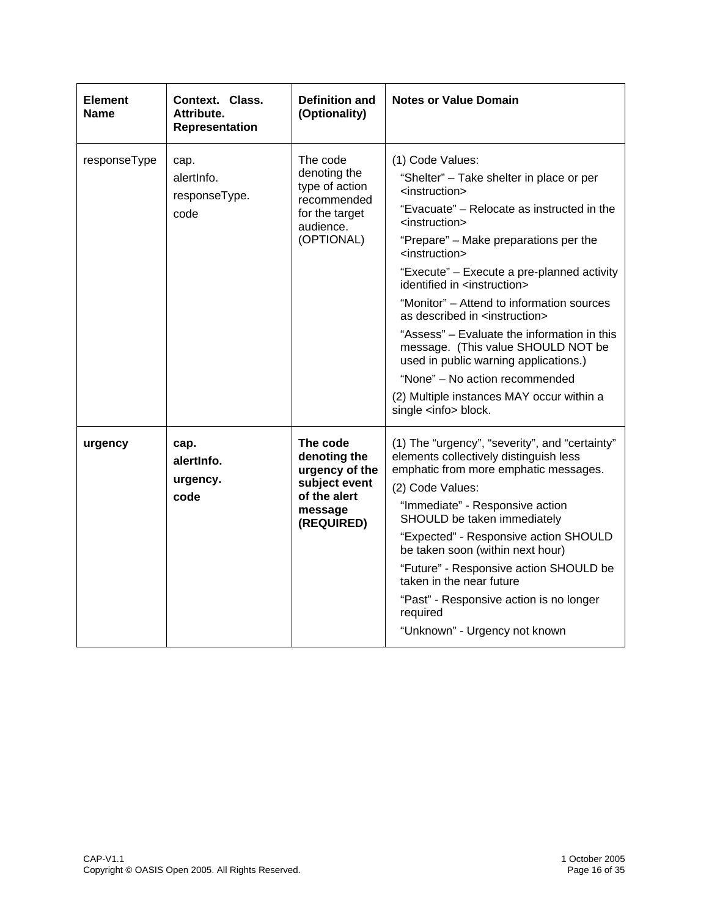| Element Name | Context. Class. Attribute. Representation | Definition and (Optionality) | Notes or Value Domain |
|---|---|---|---|
| responseType | cap. alertInfo. responseType. code | The code denoting the type of action recommended for the target audience. (OPTIONAL) | (1) Code Values:<br>"Shelter" – Take shelter in place or per <instruction><br>"Evacuate" – Relocate as instructed in the <instruction><br>"Prepare" – Make preparations per the <instruction><br>"Execute" – Execute a pre-planned activity identified in <instruction><br>"Monitor" – Attend to information sources as described in <instruction><br>"Assess" – Evaluate the information in this message. (This value SHOULD NOT be used in public warning applications.)<br>"None" – No action recommended<br>(2) Multiple instances MAY occur within a single <info> block. |
| **urgency** | **cap. alertInfo. urgency. code** | **The code denoting the urgency of the subject event of the alert message (REQUIRED)** | (1) The "urgency", "severity", and "certainty" elements collectively distinguish less emphatic from more emphatic messages.<br>(2) Code Values:<br>"Immediate" - Responsive action SHOULD be taken immediately<br>"Expected" - Responsive action SHOULD be taken soon (within next hour)<br>"Future" - Responsive action SHOULD be taken in the near future<br>"Past" - Responsive action is no longer required<br>"Unknown" - Urgency not known |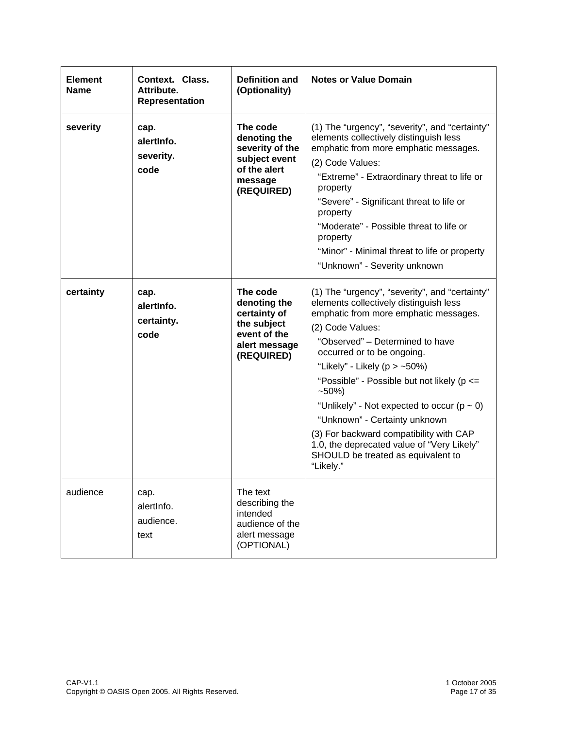| Element Name | Context. Class. Attribute. Representation | Definition and (Optionality) | Notes or Value Domain |
| --- | --- | --- | --- |
| **severity** | **cap.**<br>**alertInfo.**<br>**severity.**<br>**code** | **The code denoting the severity of the subject event of the alert message (REQUIRED)** | (1) The “urgency”, “severity”, and “certainty” elements collectively distinguish less emphatic from more emphatic messages.<br>(2) Code Values:<br>“Extreme” - Extraordinary threat to life or property<br>“Severe” - Significant threat to life or property<br>“Moderate” - Possible threat to life or property<br>“Minor” - Minimal threat to life or property<br>“Unknown” - Severity unknown |
| **certainty** | **cap.**<br>**alertInfo.**<br>**certainty.**<br>**code** | **The code denoting the certainty of the subject event of the alert message (REQUIRED)** | (1) The “urgency”, “severity”, and “certainty” elements collectively distinguish less emphatic from more emphatic messages.<br>(2) Code Values:<br>“Observed” – Determined to have occurred or to be ongoing.<br>“Likely” - Likely (p > ~50%)<br>“Possible” - Possible but not likely (p <= ~50%)<br>“Unlikely” - Not expected to occur (p ~ 0)<br>“Unknown” - Certainty unknown<br>(3) For backward compatibility with CAP 1.0, the deprecated value of “Very Likely” SHOULD be treated as equivalent to “Likely.” |
| audience | cap.<br>alertInfo.<br>audience.<br>text | The text describing the intended audience of the alert message (OPTIONAL) | |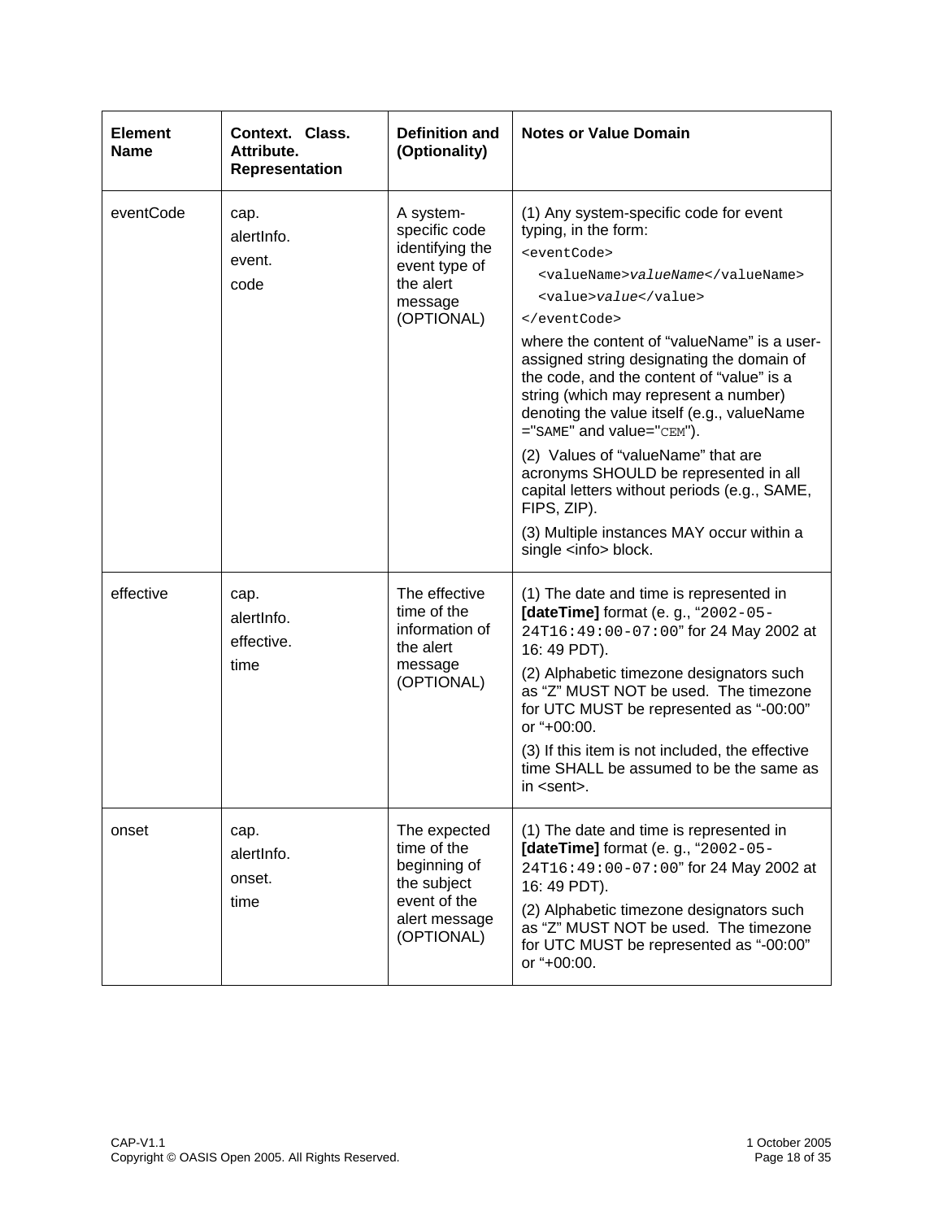| Element Name | Context. Class. Attribute. Representation | Definition and (Optionality) | Notes or Value Domain |
|---|---|---|---|
| eventCode | cap.<br>alertInfo.<br>event.<br>code | A system-specific code identifying the event type of the alert message (OPTIONAL) | (1) Any system-specific code for event typing, in the form:<br>`<eventCode>`<br>`<valueName>`*valueName*`</valueName>`<br>`<value>`*value*`</value>`<br>`</eventCode>`<br>where the content of "valueName" is a user-assigned string designating the domain of the code, and the content of "value" is a string (which may represent a number) denoting the value itself (e.g., valueName ="SAME" and value="CEM").<br>(2) Values of "valueName" that are acronyms SHOULD be represented in all capital letters without periods (e.g., SAME, FIPS, ZIP).<br>(3) Multiple instances MAY occur within a single <info> block. |
| effective | cap.<br>alertInfo.<br>effective.<br>time | The effective time of the information of the alert message (OPTIONAL) | (1) The date and time is represented in **[dateTime]** format (e. g., "`2002-05-24T16:49:00-07:00`" for 24 May 2002 at 16: 49 PDT).<br>(2) Alphabetic timezone designators such as "Z" MUST NOT be used. The timezone for UTC MUST be represented as "-00:00" or "+00:00.<br>(3) If this item is not included, the effective time SHALL be assumed to be the same as in <sent>. |
| onset | cap.<br>alertInfo.<br>onset.<br>time | The expected time of the beginning of the subject event of the alert message (OPTIONAL) | (1) The date and time is represented in **[dateTime]** format (e. g., "`2002-05-24T16:49:00-07:00`" for 24 May 2002 at 16: 49 PDT).<br>(2) Alphabetic timezone designators such as "Z" MUST NOT be used. The timezone for UTC MUST be represented as "-00:00" or "+00:00. |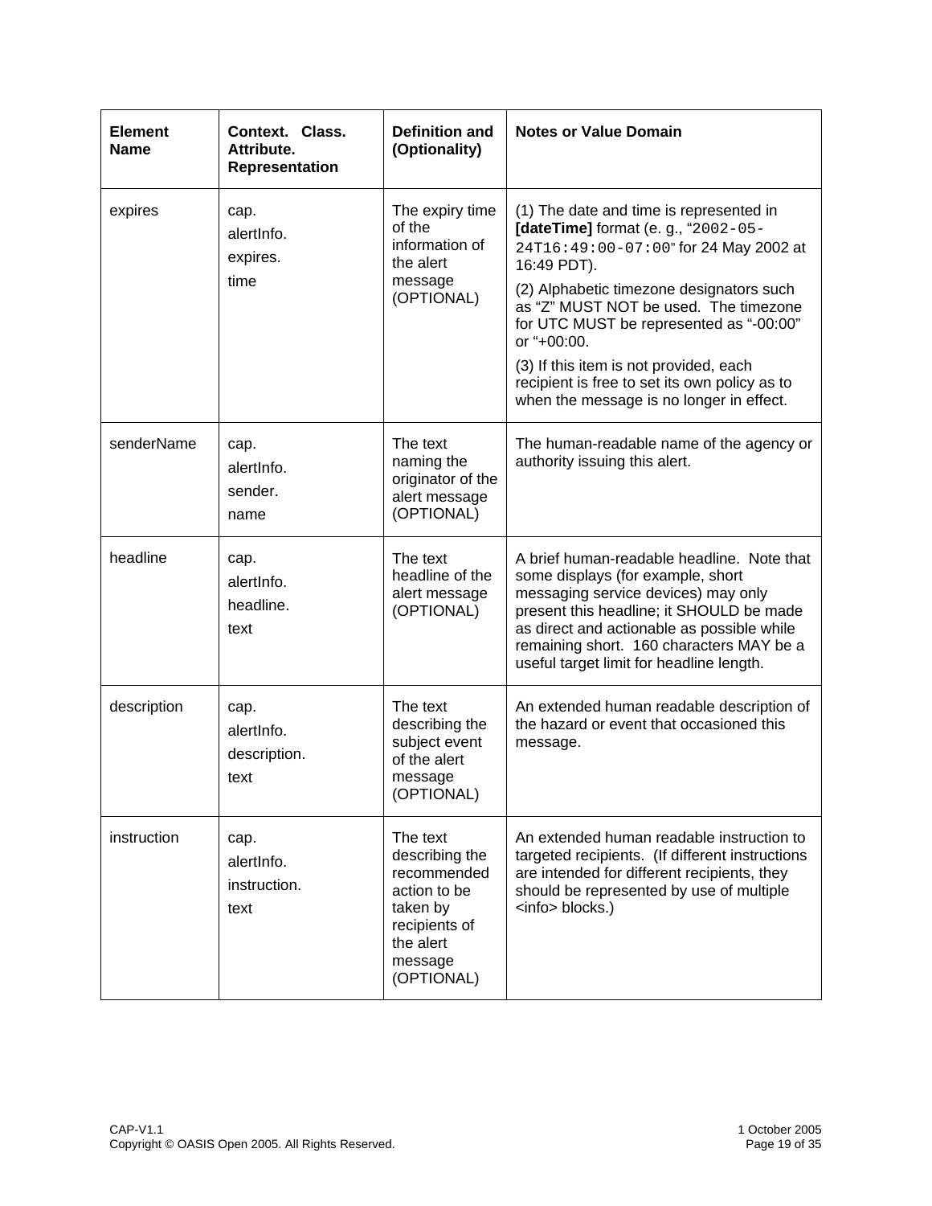| Element Name | Context. Class. Attribute. Representation | Definition and (Optionality) | Notes or Value Domain |
|---|---|---|---|
| expires | cap. alertInfo. expires. time | The expiry time of the information of the alert message (OPTIONAL) | (1) The date and time is represented in **[dateTime]** format (e. g., "`2002-05-24T16:49:00-07:00`" for 24 May 2002 at 16:49 PDT).<br>(2) Alphabetic timezone designators such as "Z" MUST NOT be used. The timezone for UTC MUST be represented as "-00:00" or "+00:00.<br>(3) If this item is not provided, each recipient is free to set its own policy as to when the message is no longer in effect. |
| senderName | cap. alertInfo. sender. name | The text naming the originator of the alert message (OPTIONAL) | The human-readable name of the agency or authority issuing this alert. |
| headline | cap. alertInfo. headline. text | The text headline of the alert message (OPTIONAL) | A brief human-readable headline. Note that some displays (for example, short messaging service devices) may only present this headline; it SHOULD be made as direct and actionable as possible while remaining short. 160 characters MAY be a useful target limit for headline length. |
| description | cap. alertInfo. description. text | The text describing the subject event of the alert message (OPTIONAL) | An extended human readable description of the hazard or event that occasioned this message. |
| instruction | cap. alertInfo. instruction. text | The text describing the recommended action to be taken by recipients of the alert message (OPTIONAL) | An extended human readable instruction to targeted recipients. (If different instructions are intended for different recipients, they should be represented by use of multiple <info> blocks.) |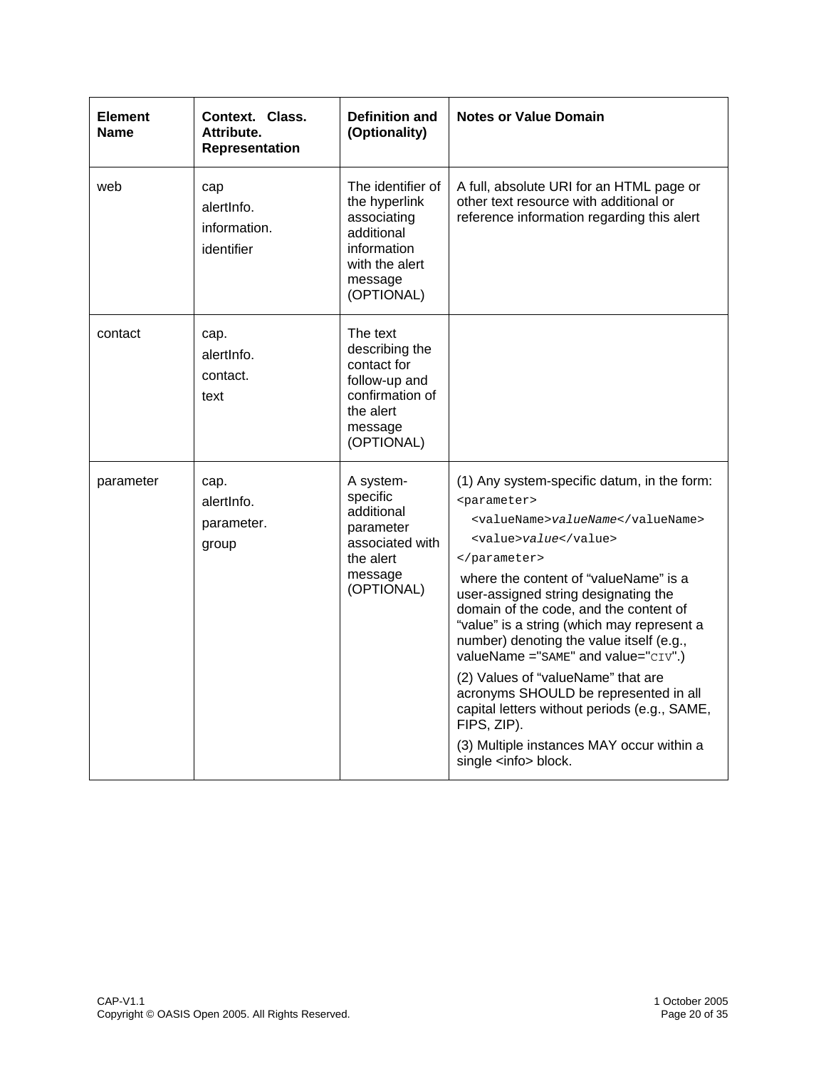| Element Name | Context. Class. Attribute. Representation | Definition and (Optionality) | Notes or Value Domain |
|---|---|---|---|
| web | cap alertInfo. information. identifier | The identifier of the hyperlink associating additional information with the alert message (OPTIONAL) | A full, absolute URI for an HTML page or other text resource with additional or reference information regarding this alert |
| contact | cap. alertInfo. contact. text | The text describing the contact for follow-up and confirmation of the alert message (OPTIONAL) | |
| parameter | cap. alertInfo. parameter. group | A system-specific additional parameter associated with the alert message (OPTIONAL) | (1) Any system-specific datum, in the form: `<parameter>` `<valueName>`*valueName*`</valueName>` `<value>`*value*`</value>` `</parameter>` where the content of "valueName" is a user-assigned string designating the domain of the code, and the content of "value" is a string (which may represent a number) denoting the value itself (e.g., valueName ="SAME" and value="CIV".)<br>(2) Values of "valueName" that are acronyms SHOULD be represented in all capital letters without periods (e.g., SAME, FIPS, ZIP).<br>(3) Multiple instances MAY occur within a single <info> block. |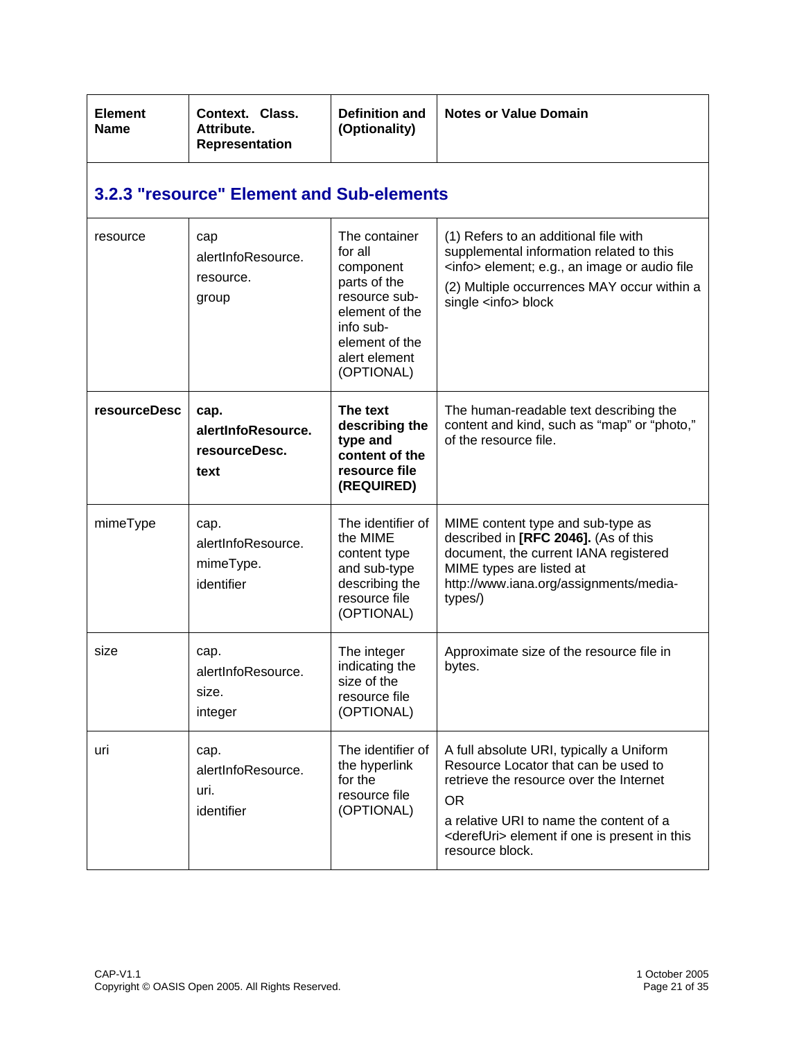| Element Name | Context. Class. Attribute. Representation | Definition and (Optionality) | Notes or Value Domain |
|---|---|---|---|
| **3.2.3 "resource" Element and Sub-elements** | | | |
| resource | cap alertInfoResource. resource. group | The container for all component parts of the resource sub-element of the info sub-element of the alert element (OPTIONAL) | (1) Refers to an additional file with supplemental information related to this <info> element; e.g., an image or audio file<br>(2) Multiple occurrences MAY occur within a single <info> block |
| **resourceDesc** | **cap. alertInfoResource. resourceDesc. text** | **The text describing the type and content of the resource file (REQUIRED)** | The human-readable text describing the content and kind, such as "map" or "photo," of the resource file. |
| mimeType | cap. alertInfoResource. mimeType. identifier | The identifier of the MIME content type and sub-type describing the resource file (OPTIONAL) | MIME content type and sub-type as described in **[RFC 2046].** (As of this document, the current IANA registered MIME types are listed at http://www.iana.org/assignments/media-types/) |
| size | cap. alertInfoResource. size. integer | The integer indicating the size of the resource file (OPTIONAL) | Approximate size of the resource file in bytes. |
| uri | cap. alertInfoResource. uri. identifier | The identifier of the hyperlink for the resource file (OPTIONAL) | A full absolute URI, typically a Uniform Resource Locator that can be used to retrieve the resource over the Internet<br>OR<br>a relative URI to name the content of a <derefUri> element if one is present in this resource block. |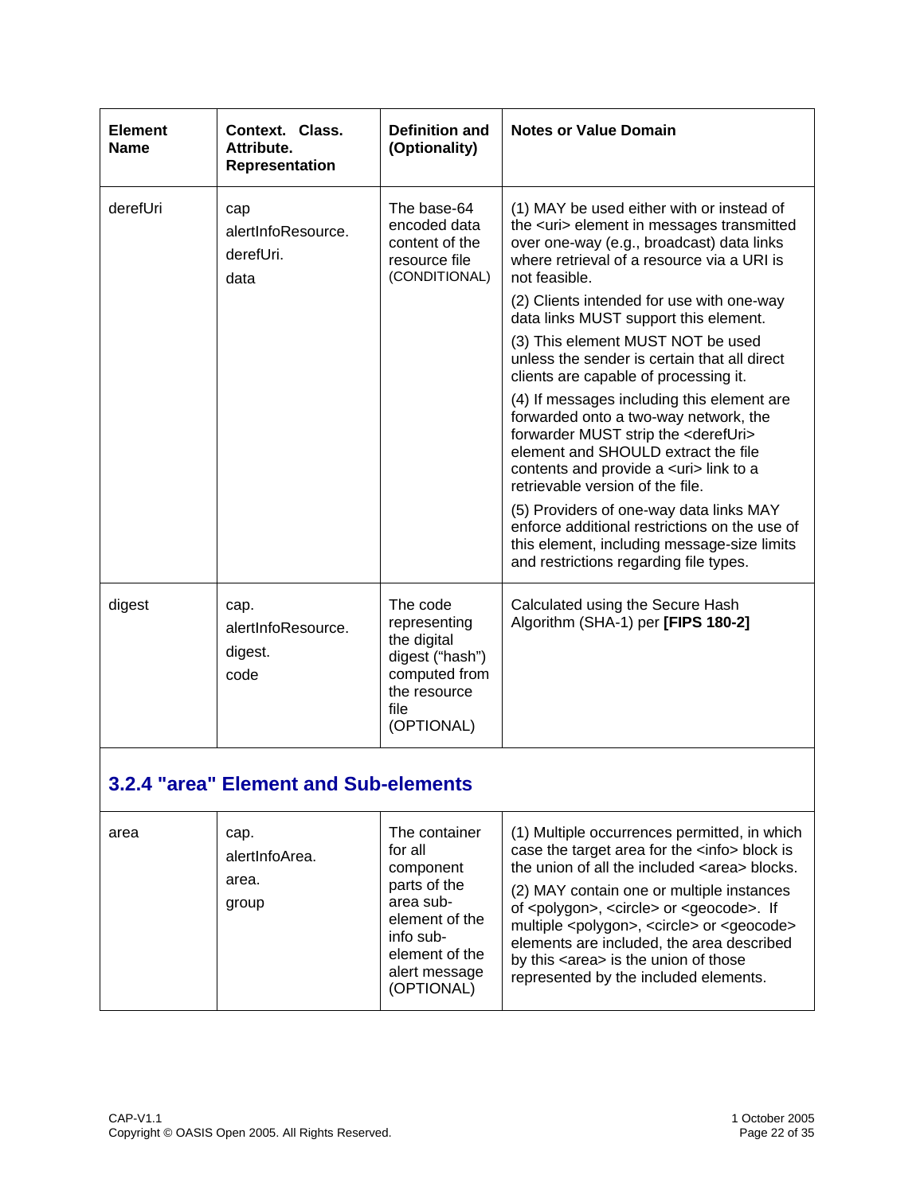| Element Name | Context. Class. Attribute. Representation | Definition and (Optionality) | Notes or Value Domain |
|---|---|---|---|
| derefUri | cap alertInfoResource. derefUri. data | The base-64 encoded data content of the resource file (CONDITIONAL) | (1) MAY be used either with or instead of the <uri> element in messages transmitted over one-way (e.g., broadcast) data links where retrieval of a resource via a URI is not feasible.<br>(2) Clients intended for use with one-way data links MUST support this element.<br>(3) This element MUST NOT be used unless the sender is certain that all direct clients are capable of processing it.<br>(4) If messages including this element are forwarded onto a two-way network, the forwarder MUST strip the <derefUri> element and SHOULD extract the file contents and provide a <uri> link to a retrievable version of the file.<br>(5) Providers of one-way data links MAY enforce additional restrictions on the use of this element, including message-size limits and restrictions regarding file types. |
| digest | cap. alertInfoResource. digest. code | The code representing the digital digest ("hash") computed from the resource file (OPTIONAL) | Calculated using the Secure Hash Algorithm (SHA-1) per **[FIPS 180-2]** |

### 3.2.4 "area" Element and Sub-elements

| Element Name | Context. Class. Attribute. Representation | Definition and (Optionality) | Notes or Value Domain |
|---|---|---|---|
| area | cap. alertInfoArea. area. group | The container for all component parts of the area sub-element of the info sub-element of the alert message (OPTIONAL) | (1) Multiple occurrences permitted, in which case the target area for the <info> block is the union of all the included <area> blocks.<br>(2) MAY contain one or multiple instances of <polygon>, <circle> or <geocode>. If multiple <polygon>, <circle> or <geocode> elements are included, the area described by this <area> is the union of those represented by the included elements. |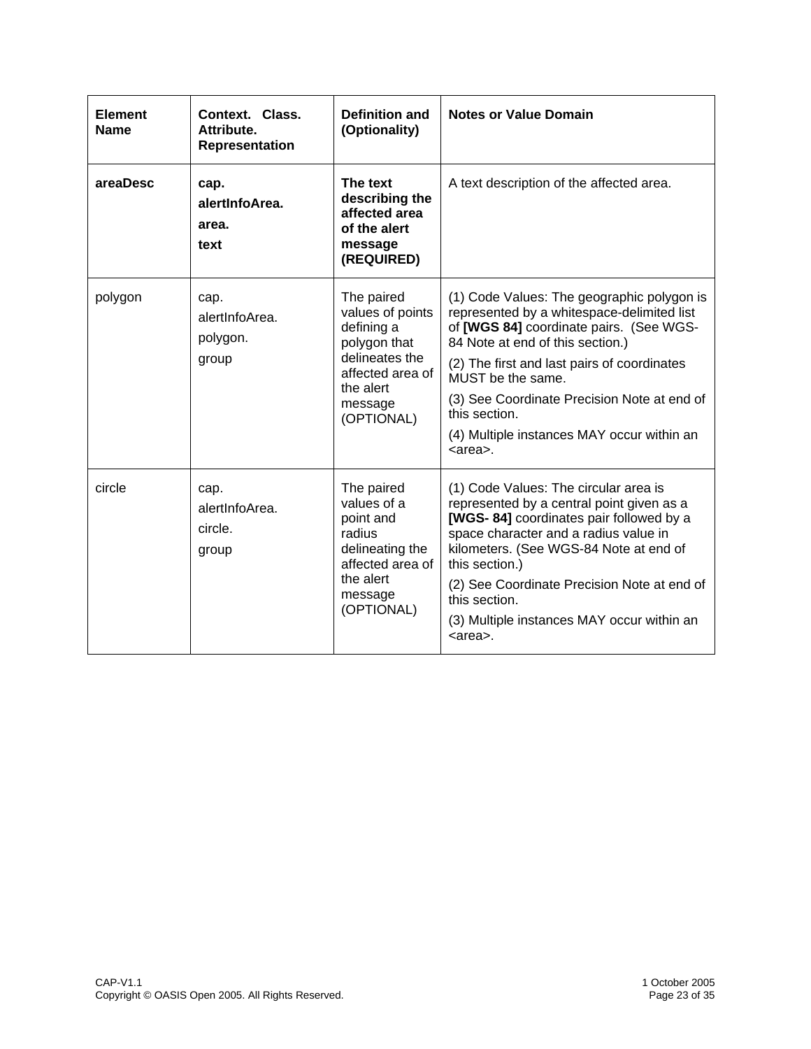| **Element Name** | **Context. Class. Attribute. Representation** | **Definition and (Optionality)** | **Notes or Value Domain** |
|---|---|---|---|
| **areaDesc** | **cap.**<br>**alertInfoArea.**<br>**area.**<br>**text** | **The text describing the affected area of the alert message (REQUIRED)** | A text description of the affected area. |
| polygon | cap.<br>alertInfoArea.<br>polygon.<br>group | The paired values of points defining a polygon that delineates the affected area of the alert message (OPTIONAL) | (1) Code Values: The geographic polygon is represented by a whitespace-delimited list of **[WGS 84]** coordinate pairs. (See WGS-84 Note at end of this section.)<br>(2) The first and last pairs of coordinates MUST be the same.<br>(3) See Coordinate Precision Note at end of this section.<br>(4) Multiple instances MAY occur within an <area>. |
| circle | cap.<br>alertInfoArea.<br>circle.<br>group | The paired values of a point and radius delineating the affected area of the alert message (OPTIONAL) | (1) Code Values: The circular area is represented by a central point given as a **[WGS- 84]** coordinates pair followed by a space character and a radius value in kilometers. (See WGS-84 Note at end of this section.)<br>(2) See Coordinate Precision Note at end of this section.<br>(3) Multiple instances MAY occur within an <area>. |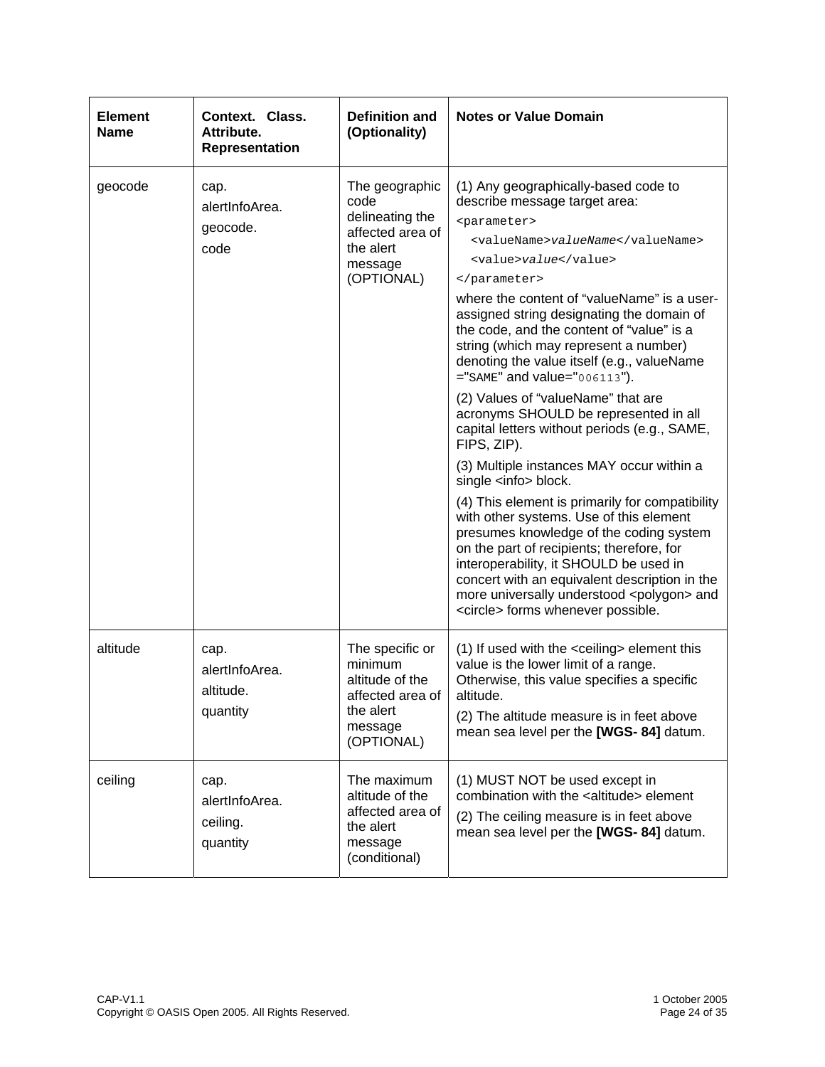| Element Name | Context. Class. Attribute. Representation | Definition and (Optionality) | Notes or Value Domain |
|---|---|---|---|
| geocode | cap.<br>alertInfoArea.<br>geocode.<br>code | The geographic code delineating the affected area of the alert message (OPTIONAL) | (1) Any geographically-based code to describe message target area:<br>`<parameter>`<br>`<valueName>`*valueName*`</valueName>`<br>`<value>`*value*`</value>`<br>`</parameter>`<br>where the content of "valueName" is a user-assigned string designating the domain of the code, and the content of "value" is a string (which may represent a number) denoting the value itself (e.g., valueName ="`SAME`" and value="`006113`").<br>(2) Values of "valueName" that are acronyms SHOULD be represented in all capital letters without periods (e.g., SAME, FIPS, ZIP).<br>(3) Multiple instances MAY occur within a single <info> block.<br>(4) This element is primarily for compatibility with other systems. Use of this element presumes knowledge of the coding system on the part of recipients; therefore, for interoperability, it SHOULD be used in concert with an equivalent description in the more universally understood <polygon> and <circle> forms whenever possible. |
| altitude | cap.<br>alertInfoArea.<br>altitude.<br>quantity | The specific or minimum altitude of the affected area of the alert message (OPTIONAL) | (1) If used with the <ceiling> element this value is the lower limit of a range. Otherwise, this value specifies a specific altitude.<br>(2) The altitude measure is in feet above mean sea level per the **[WGS- 84]** datum. |
| ceiling | cap.<br>alertInfoArea.<br>ceiling.<br>quantity | The maximum altitude of the affected area of the alert message (conditional) | (1) MUST NOT be used except in combination with the <altitude> element<br>(2) The ceiling measure is in feet above mean sea level per the **[WGS- 84]** datum. |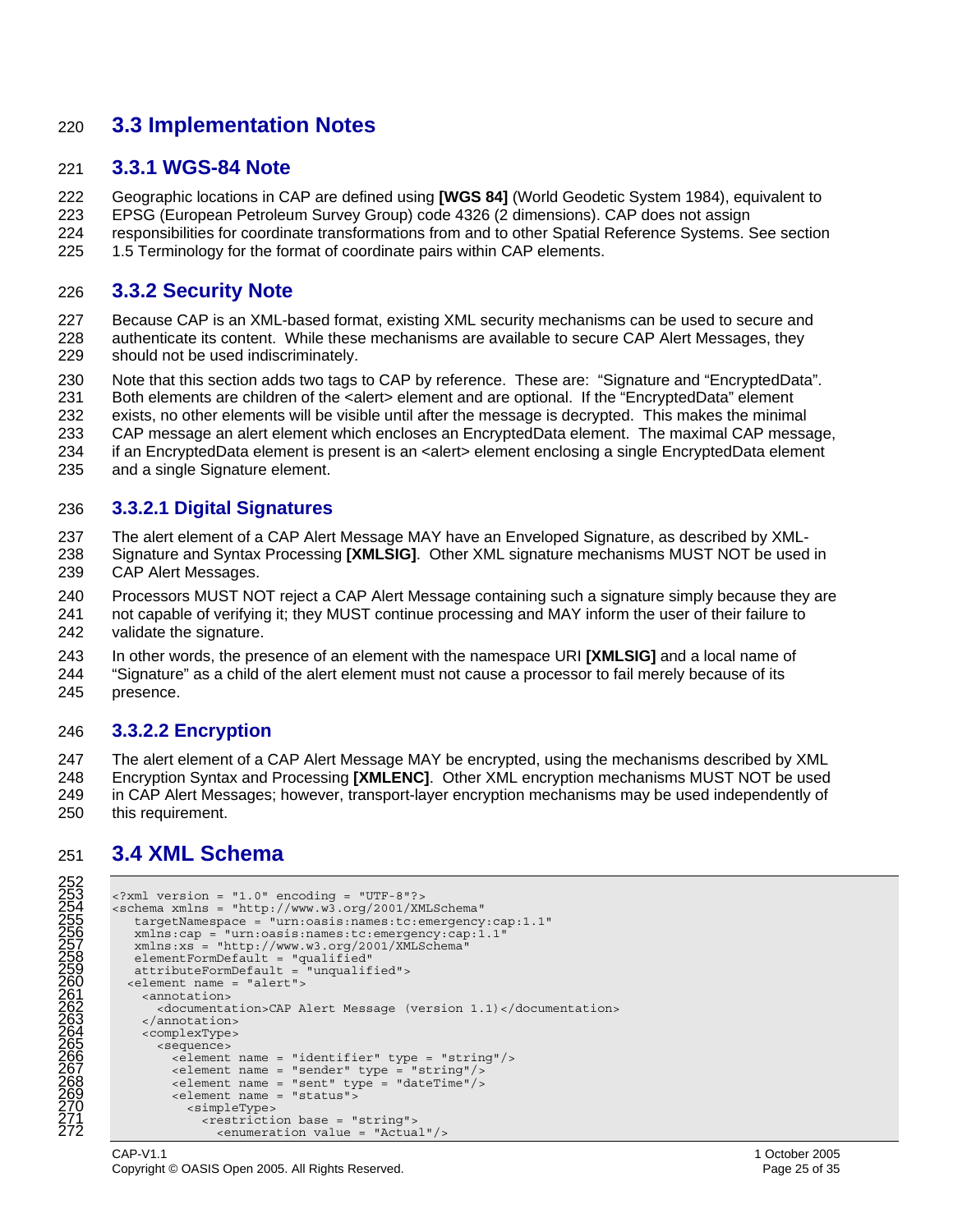## 3.3 Implementation Notes

### 3.3.1 WGS-84 Note

Geographic locations in CAP are defined using **[WGS 84]** (World Geodetic System 1984), equivalent to EPSG (European Petroleum Survey Group) code 4326 (2 dimensions). CAP does not assign responsibilities for coordinate transformations from and to other Spatial Reference Systems. See section 1.5 Terminology for the format of coordinate pairs within CAP elements.

### 3.3.2 Security Note

Because CAP is an XML-based format, existing XML security mechanisms can be used to secure and authenticate its content. While these mechanisms are available to secure CAP Alert Messages, they should not be used indiscriminately.

Note that this section adds two tags to CAP by reference. These are: "Signature and "EncryptedData". Both elements are children of the <alert> element and are optional. If the "EncryptedData" element exists, no other elements will be visible until after the message is decrypted. This makes the minimal CAP message an alert element which encloses an EncryptedData element. The maximal CAP message, if an EncryptedData element is present is an <alert> element enclosing a single EncryptedData element and a single Signature element.

#### 3.3.2.1 Digital Signatures

The alert element of a CAP Alert Message MAY have an Enveloped Signature, as described by XML-Signature and Syntax Processing **[XMLSIG]**. Other XML signature mechanisms MUST NOT be used in CAP Alert Messages.

Processors MUST NOT reject a CAP Alert Message containing such a signature simply because they are not capable of verifying it; they MUST continue processing and MAY inform the user of their failure to validate the signature.

In other words, the presence of an element with the namespace URI **[XMLSIG]** and a local name of "Signature" as a child of the alert element must not cause a processor to fail merely because of its presence.

#### 3.3.2.2 Encryption

The alert element of a CAP Alert Message MAY be encrypted, using the mechanisms described by XML Encryption Syntax and Processing **[XMLENC]**. Other XML encryption mechanisms MUST NOT be used in CAP Alert Messages; however, transport-layer encryption mechanisms may be used independently of this requirement.

## 3.4 XML Schema

```
<?xml version = "1.0" encoding = "UTF-8"?>
<schema xmlns = "http://www.w3.org/2001/XMLSchema"
   targetNamespace = "urn:oasis:names:tc:emergency:cap:1.1"
   xmlns:cap = "urn:oasis:names:tc:emergency:cap:1.1"
   xmlns:xs = "http://www.w3.org/2001/XMLSchema"
   elementFormDefault = "qualified"
   attributeFormDefault = "unqualified">
  <element name = "alert">
    <annotation>
      <documentation>CAP Alert Message (version 1.1)</documentation>
    </annotation>
    <complexType>
      <sequence>
        <element name = "identifier" type = "string"/>
        <element name = "sender" type = "string"/>
        <element name = "sent" type = "dateTime"/>
        <element name = "status">
          <simpleType>
            <restriction base = "string">
              <enumeration value = "Actual"/>
```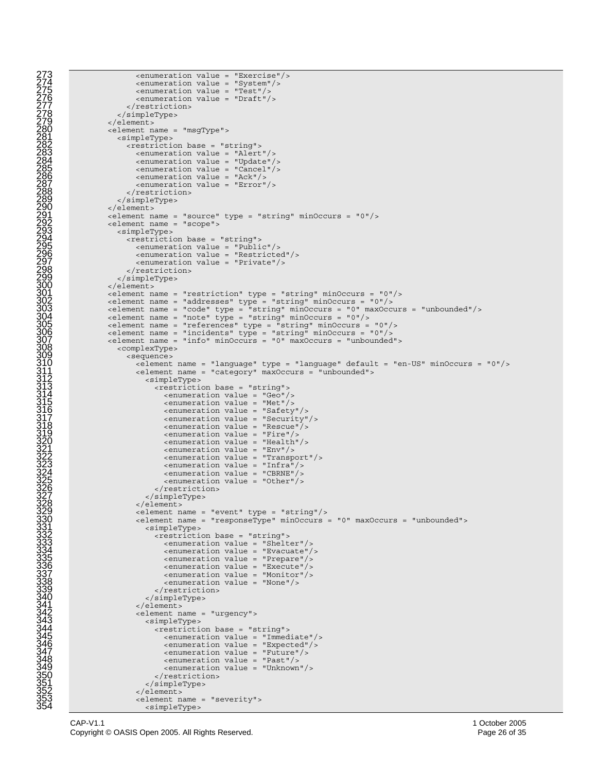```
273                 <enumeration value = "Exercise"/>
274                 <enumeration value = "System"/>
275                 <enumeration value = "Test"/>
276                 <enumeration value = "Draft"/>
277               </restriction>
278             </simpleType>
279           </element>
280           <element name = "msgType">
281             <simpleType>
282               <restriction base = "string">
283                 <enumeration value = "Alert"/>
284                 <enumeration value = "Update"/>
285                 <enumeration value = "Cancel"/>
286                 <enumeration value = "Ack"/>
287                 <enumeration value = "Error"/>
288               </restriction>
289             </simpleType>
290           </element>
291           <element name = "source" type = "string" minOccurs = "0"/>
292           <element name = "scope">
293             <simpleType>
294               <restriction base = "string">
295                 <enumeration value = "Public"/>
296                 <enumeration value = "Restricted"/>
297                 <enumeration value = "Private"/>
298               </restriction>
299             </simpleType>
300           </element>
301           <element name = "restriction" type = "string" minOccurs = "0"/>
302           <element name = "addresses" type = "string" minOccurs = "0"/>
303           <element name = "code" type = "string" minOccurs = "0" maxOccurs = "unbounded"/>
304           <element name = "note" type = "string" minOccurs = "0"/>
305           <element name = "references" type = "string" minOccurs = "0"/>
306           <element name = "incidents" type = "string" minOccurs = "0"/>
307           <element name = "info" minOccurs = "0" maxOccurs = "unbounded">
308             <complexType>
309               <sequence>
310                 <element name = "language" type = "language" default = "en-US" minOccurs = "0"/>
311                 <element name = "category" maxOccurs = "unbounded">
312                   <simpleType>
313                     <restriction base = "string">
314                       <enumeration value = "Geo"/>
315                       <enumeration value = "Met"/>
316                       <enumeration value = "Safety"/>
317                       <enumeration value = "Security"/>
318                       <enumeration value = "Rescue"/>
319                       <enumeration value = "Fire"/>
320                       <enumeration value = "Health"/>
321                       <enumeration value = "Env"/>
322                       <enumeration value = "Transport"/>
323                       <enumeration value = "Infra"/>
324                       <enumeration value = "CBRNE"/>
325                       <enumeration value = "Other"/>
326                     </restriction>
327                   </simpleType>
328                 </element>
329                 <element name = "event" type = "string"/>
330                 <element name = "responseType" minOccurs = "0" maxOccurs = "unbounded">
331                   <simpleType>
332                     <restriction base = "string">
333                       <enumeration value = "Shelter"/>
334                       <enumeration value = "Evacuate"/>
335                       <enumeration value = "Prepare"/>
336                       <enumeration value = "Execute"/>
337                       <enumeration value = "Monitor"/>
338                       <enumeration value = "None"/>
339                     </restriction>
340                   </simpleType>
341                 </element>
342                 <element name = "urgency">
343                   <simpleType>
344                     <restriction base = "string">
345                       <enumeration value = "Immediate"/>
346                       <enumeration value = "Expected"/>
347                       <enumeration value = "Future"/>
348                       <enumeration value = "Past"/>
349                       <enumeration value = "Unknown"/>
350                     </restriction>
351                   </simpleType>
352                 </element>
353                 <element name = "severity">
354                   <simpleType>
```

CAP-V1.1 1 October 2005
Copyright © OASIS Open 2005. All Rights Reserved.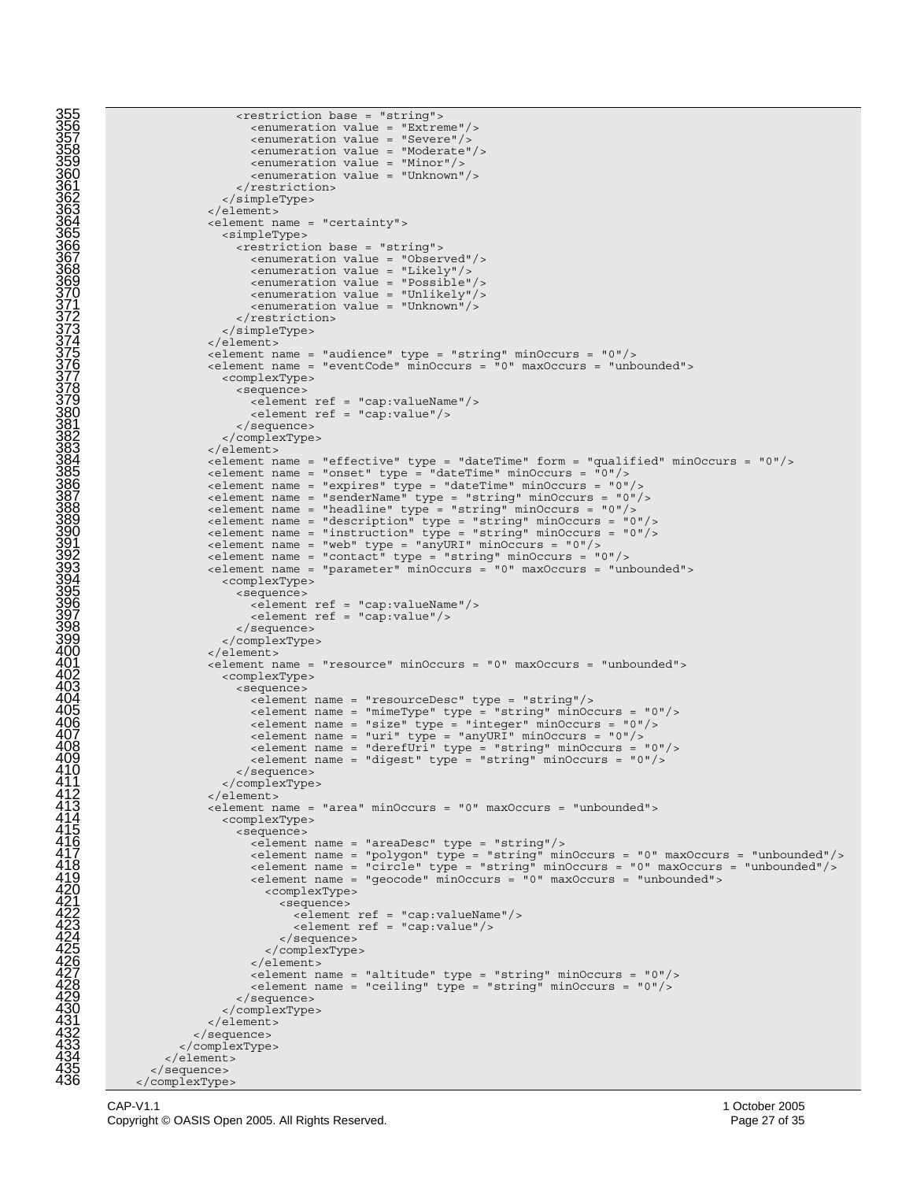```
355                    <restriction base = "string">
356                      <enumeration value = "Extreme"/>
357                      <enumeration value = "Severe"/>
358                      <enumeration value = "Moderate"/>
359                      <enumeration value = "Minor"/>
360                      <enumeration value = "Unknown"/>
361                    </restriction>
362                  </simpleType>
363                </element>
364                <element name = "certainty">
365                  <simpleType>
366                    <restriction base = "string">
367                      <enumeration value = "Observed"/>
368                      <enumeration value = "Likely"/>
369                      <enumeration value = "Possible"/>
370                      <enumeration value = "Unlikely"/>
371                      <enumeration value = "Unknown"/>
372                    </restriction>
373                  </simpleType>
374                </element>
375                <element name = "audience" type = "string" minOccurs = "0"/>
376                <element name = "eventCode" minOccurs = "0" maxOccurs = "unbounded">
377                  <complexType>
378                    <sequence>
379                      <element ref = "cap:valueName"/>
380                      <element ref = "cap:value"/>
381                    </sequence>
382                  </complexType>
383                </element>
384                <element name = "effective" type = "dateTime" form = "qualified" minOccurs = "0"/>
385                <element name = "onset" type = "dateTime" minOccurs = "0"/>
386                <element name = "expires" type = "dateTime" minOccurs = "0"/>
387                <element name = "senderName" type = "string" minOccurs = "0"/>
388                <element name = "headline" type = "string" minOccurs = "0"/>
389                <element name = "description" type = "string" minOccurs = "0"/>
390                <element name = "instruction" type = "string" minOccurs = "0"/>
391                <element name = "web" type = "anyURI" minOccurs = "0"/>
392                <element name = "contact" type = "string" minOccurs = "0"/>
393                <element name = "parameter" minOccurs = "0" maxOccurs = "unbounded">
394                  <complexType>
395                    <sequence>
396                      <element ref = "cap:valueName"/>
397                      <element ref = "cap:value"/>
398                    </sequence>
399                  </complexType>
400                </element>
401                <element name = "resource" minOccurs = "0" maxOccurs = "unbounded">
402                  <complexType>
403                    <sequence>
404                      <element name = "resourceDesc" type = "string"/>
405                      <element name = "mimeType" type = "string" minOccurs = "0"/>
406                      <element name = "size" type = "integer" minOccurs = "0"/>
407                      <element name = "uri" type = "anyURI" minOccurs = "0"/>
408                      <element name = "derefUri" type = "string" minOccurs = "0"/>
409                      <element name = "digest" type = "string" minOccurs = "0"/>
410                    </sequence>
411                  </complexType>
412                </element>
413                <element name = "area" minOccurs = "0" maxOccurs = "unbounded">
414                  <complexType>
415                    <sequence>
416                      <element name = "areaDesc" type = "string"/>
417                      <element name = "polygon" type = "string" minOccurs = "0" maxOccurs = "unbounded"/>
418                      <element name = "circle" type = "string" minOccurs = "0" maxOccurs = "unbounded"/>
419                      <element name = "geocode" minOccurs = "0" maxOccurs = "unbounded">
420                        <complexType>
421                          <sequence>
422                            <element ref = "cap:valueName"/>
423                            <element ref = "cap:value"/>
424                          </sequence>
425                        </complexType>
426                      </element>
427                      <element name = "altitude" type = "string" minOccurs = "0"/>
428                      <element name = "ceiling" type = "string" minOccurs = "0"/>
429                    </sequence>
430                  </complexType>
431                </element>
432              </sequence>
433            </complexType>
434          </element>
435        </sequence>
436      </complexType>
```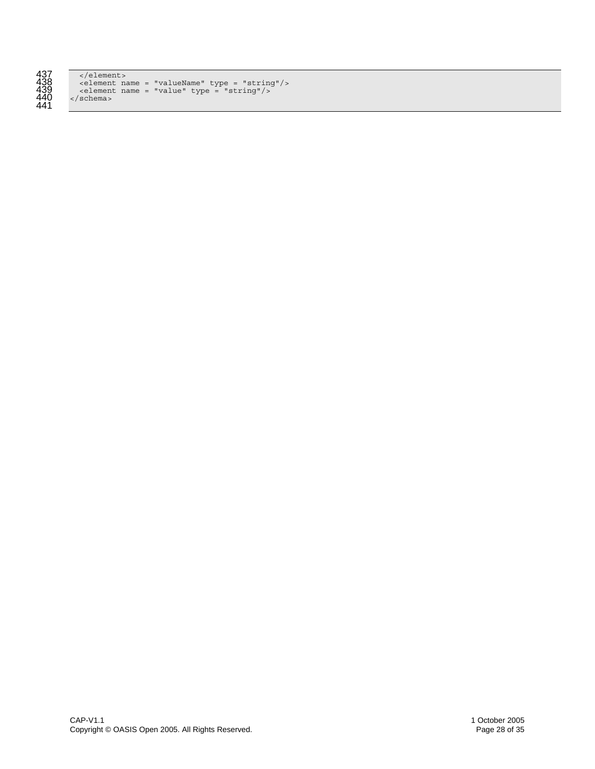```
    </element>
    <element name = "valueName" type = "string"/>
    <element name = "value" type = "string"/>
</schema>
```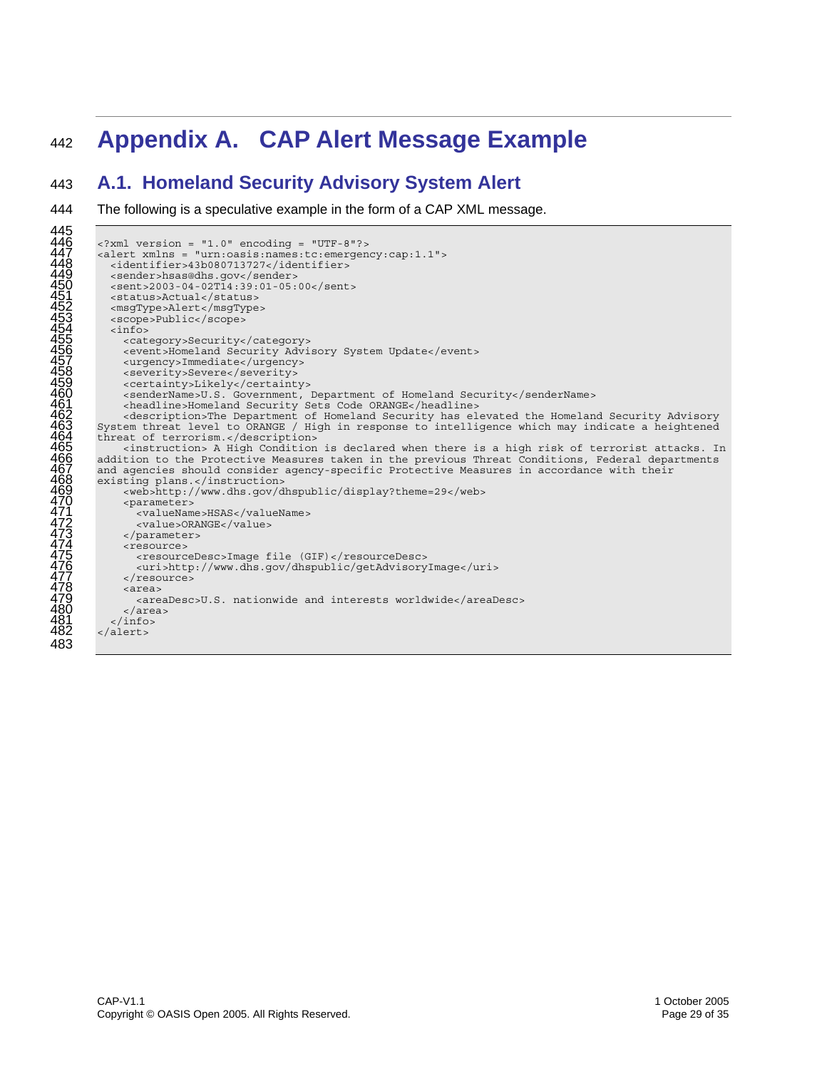# Appendix A. CAP Alert Message Example

## A.1. Homeland Security Advisory System Alert

The following is a speculative example in the form of a CAP XML message.

```
<?xml version = "1.0" encoding = "UTF-8"?>
<alert xmlns = "urn:oasis:names:tc:emergency:cap:1.1">
  <identifier>43b080713727</identifier>
  <sender>hsas@dhs.gov</sender>
  <sent>2003-04-02T14:39:01-05:00</sent>
  <status>Actual</status>
  <msgType>Alert</msgType>
  <scope>Public</scope>
  <info>
    <category>Security</category>
    <event>Homeland Security Advisory System Update</event>
    <urgency>Immediate</urgency>
    <severity>Severe</severity>
    <certainty>Likely</certainty>
    <senderName>U.S. Government, Department of Homeland Security</senderName>
    <headline>Homeland Security Sets Code ORANGE</headline>
    <description>The Department of Homeland Security has elevated the Homeland Security Advisory
System threat level to ORANGE / High in response to intelligence which may indicate a heightened
threat of terrorism.</description>
    <instruction> A High Condition is declared when there is a high risk of terrorist attacks. In
addition to the Protective Measures taken in the previous Threat Conditions, Federal departments
and agencies should consider agency-specific Protective Measures in accordance with their
existing plans.</instruction>
    <web>http://www.dhs.gov/dhspublic/display?theme=29</web>
    <parameter>
      <valueName>HSAS</valueName>
      <value>ORANGE</value>
    </parameter>
    <resource>
      <resourceDesc>Image file (GIF)</resourceDesc>
      <uri>http://www.dhs.gov/dhspublic/getAdvisoryImage</uri>
    </resource>
    <area>
      <areaDesc>U.S. nationwide and interests worldwide</areaDesc>
    </area>
  </info>
</alert>
```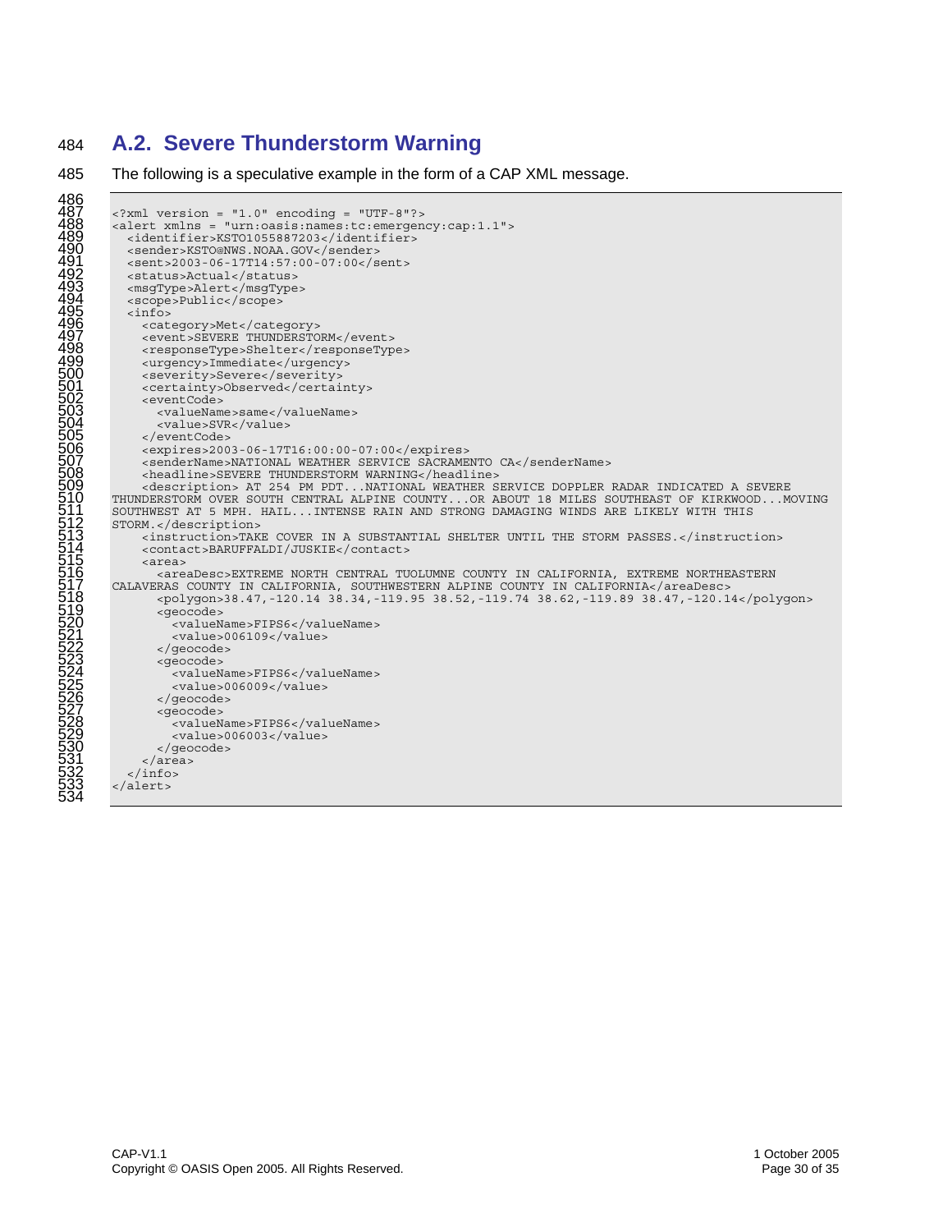## A.2. Severe Thunderstorm Warning

The following is a speculative example in the form of a CAP XML message.

```
<?xml version = "1.0" encoding = "UTF-8"?>
<alert xmlns = "urn:oasis:names:tc:emergency:cap:1.1">
  <identifier>KSTO1055887203</identifier>
  <sender>KSTO@NWS.NOAA.GOV</sender>
  <sent>2003-06-17T14:57:00-07:00</sent>
  <status>Actual</status>
  <msgType>Alert</msgType>
  <scope>Public</scope>
  <info>
    <category>Met</category>
    <event>SEVERE THUNDERSTORM</event>
    <responseType>Shelter</responseType>
    <urgency>Immediate</urgency>
    <severity>Severe</severity>
    <certainty>Observed</certainty>
    <eventCode>
      <valueName>same</valueName>
      <value>SVR</value>
    </eventCode>
    <expires>2003-06-17T16:00:00-07:00</expires>
    <senderName>NATIONAL WEATHER SERVICE SACRAMENTO CA</senderName>
    <headline>SEVERE THUNDERSTORM WARNING</headline>
    <description> AT 254 PM PDT...NATIONAL WEATHER SERVICE DOPPLER RADAR INDICATED A SEVERE
THUNDERSTORM OVER SOUTH CENTRAL ALPINE COUNTY...OR ABOUT 18 MILES SOUTHEAST OF KIRKWOOD...MOVING
SOUTHWEST AT 5 MPH. HAIL...INTENSE RAIN AND STRONG DAMAGING WINDS ARE LIKELY WITH THIS
STORM.</description>
    <instruction>TAKE COVER IN A SUBSTANTIAL SHELTER UNTIL THE STORM PASSES.</instruction>
    <contact>BARUFFALDI/JUSKIE</contact>
    <area>
      <areaDesc>EXTREME NORTH CENTRAL TUOLUMNE COUNTY IN CALIFORNIA, EXTREME NORTHEASTERN
CALAVERAS COUNTY IN CALIFORNIA, SOUTHWESTERN ALPINE COUNTY IN CALIFORNIA</areaDesc>
      <polygon>38.47,-120.14 38.34,-119.95 38.52,-119.74 38.62,-119.89 38.47,-120.14</polygon>
      <geocode>
        <valueName>FIPS6</valueName>
        <value>006109</value>
      </geocode>
      <geocode>
        <valueName>FIPS6</valueName>
        <value>006009</value>
      </geocode>
      <geocode>
        <valueName>FIPS6</valueName>
        <value>006003</value>
      </geocode>
    </area>
  </info>
</alert>
```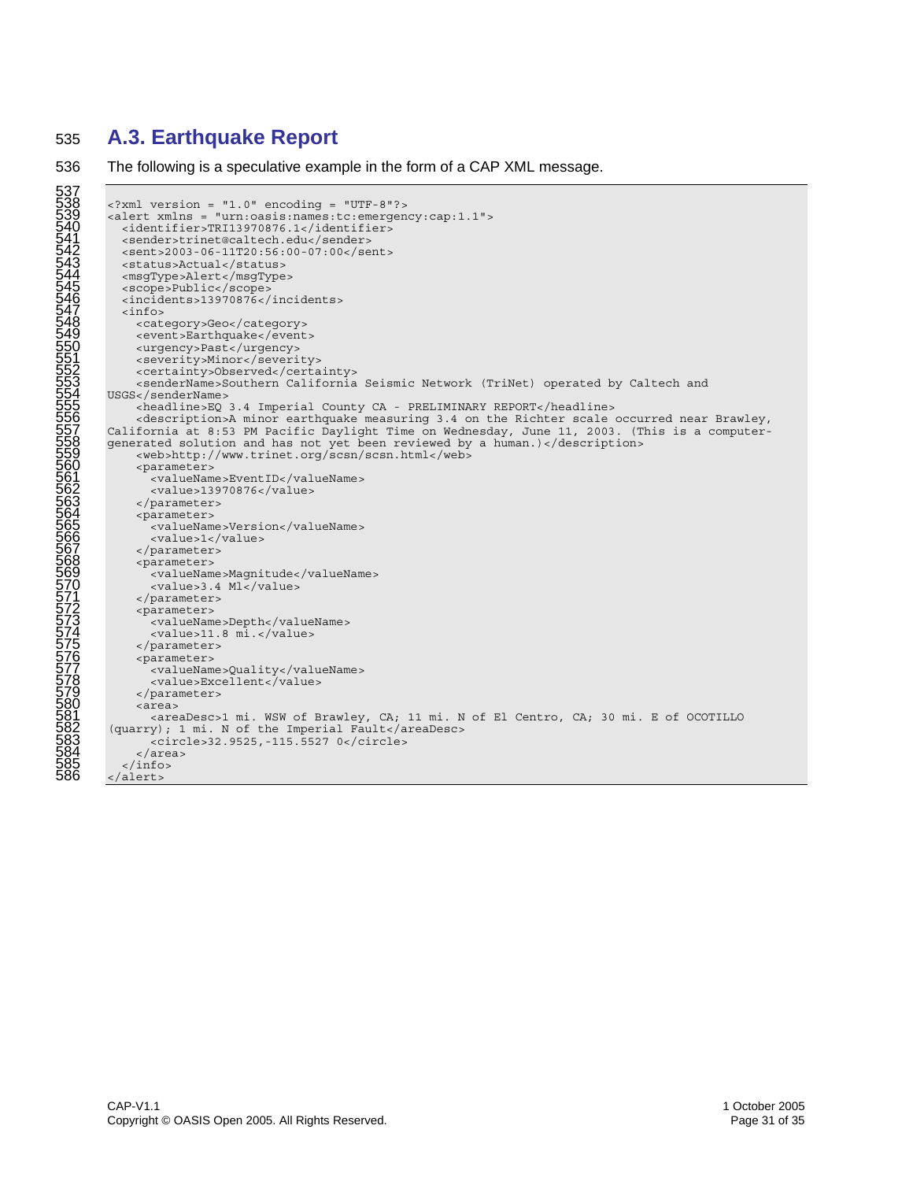## A.3. Earthquake Report

The following is a speculative example in the form of a CAP XML message.

```
<?xml version = "1.0" encoding = "UTF-8"?>
<alert xmlns = "urn:oasis:names:tc:emergency:cap:1.1">
  <identifier>TRI13970876.1</identifier>
  <sender>trinet@caltech.edu</sender>
  <sent>2003-06-11T20:56:00-07:00</sent>
  <status>Actual</status>
  <msgType>Alert</msgType>
  <scope>Public</scope>
  <incidents>13970876</incidents>
  <info>
    <category>Geo</category>
    <event>Earthquake</event>
    <urgency>Past</urgency>
    <severity>Minor</severity>
    <certainty>Observed</certainty>
    <senderName>Southern California Seismic Network (TriNet) operated by Caltech and 
USGS</senderName>
    <headline>EQ 3.4 Imperial County CA - PRELIMINARY REPORT</headline>
    <description>A minor earthquake measuring 3.4 on the Richter scale occurred near Brawley,
California at 8:53 PM Pacific Daylight Time on Wednesday, June 11, 2003. (This is a computer-
generated solution and has not yet been reviewed by a human.)</description>
    <web>http://www.trinet.org/scsn/scsn.html</web>
    <parameter>
      <valueName>EventID</valueName>
      <value>13970876</value>
    </parameter>
    <parameter>
      <valueName>Version</valueName>
      <value>1</value>
    </parameter>
    <parameter>
      <valueName>Magnitude</valueName>
      <value>3.4 Ml</value>
    </parameter>
    <parameter>
      <valueName>Depth</valueName>
      <value>11.8 mi.</value>
    </parameter>
    <parameter>
      <valueName>Quality</valueName>
      <value>Excellent</value>
    </parameter>
    <area>
      <areaDesc>1 mi. WSW of Brawley, CA; 11 mi. N of El Centro, CA; 30 mi. E of OCOTILLO
(quarry); 1 mi. N of the Imperial Fault</areaDesc>
      <circle>32.9525,-115.5527 0</circle>
    </area>
  </info>
</alert>
```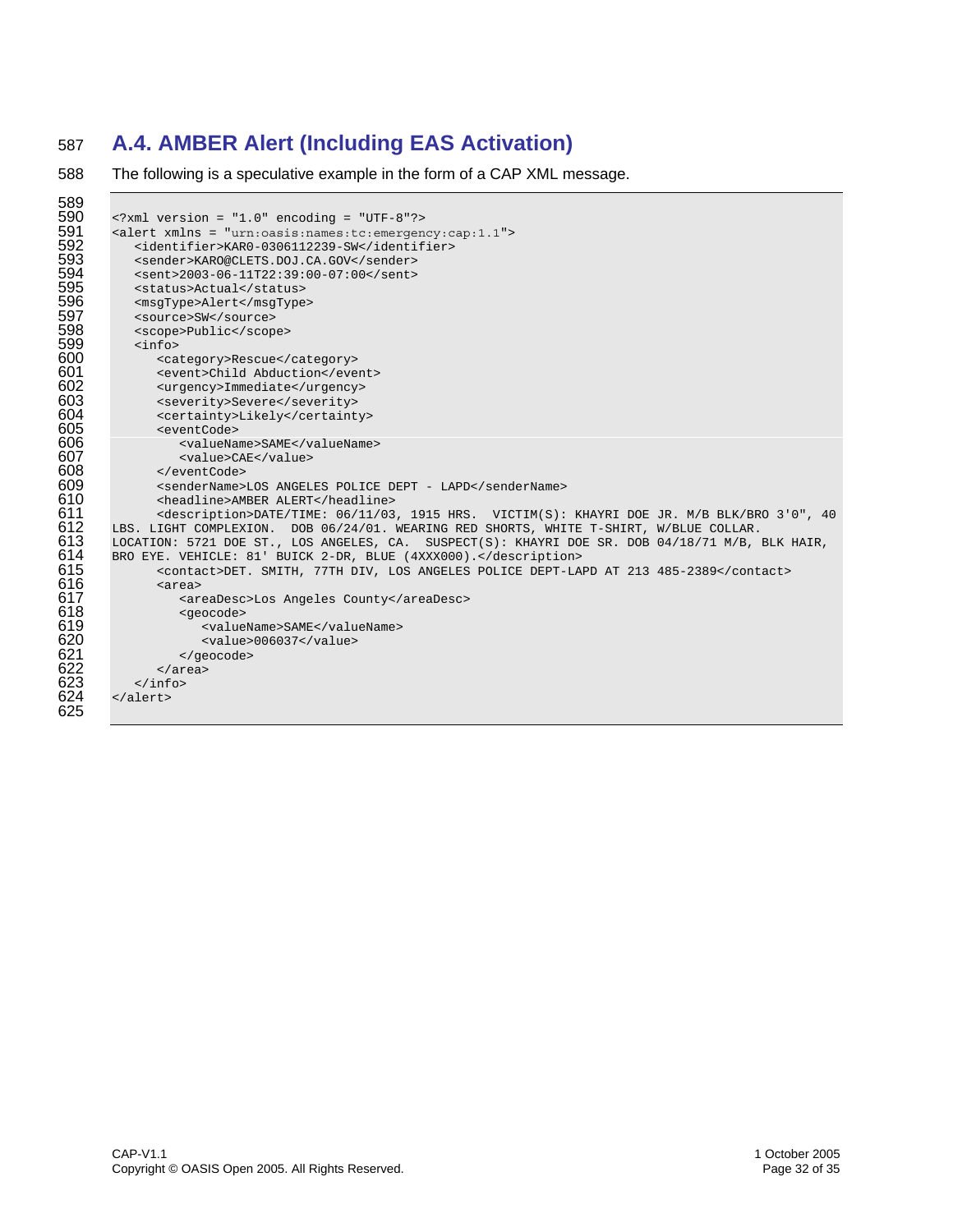## A.4. AMBER Alert (Including EAS Activation)

The following is a speculative example in the form of a CAP XML message.

```
<?xml version = "1.0" encoding = "UTF-8"?>
<alert xmlns = "urn:oasis:names:tc:emergency:cap:1.1">
   <identifier>KAR0-0306112239-SW</identifier>
   <sender>KARO@CLETS.DOJ.CA.GOV</sender>
   <sent>2003-06-11T22:39:00-07:00</sent>
   <status>Actual</status>
   <msgType>Alert</msgType>
   <source>SW</source>
   <scope>Public</scope>
   <info>
      <category>Rescue</category>
      <event>Child Abduction</event>
      <urgency>Immediate</urgency>
      <severity>Severe</severity>
      <certainty>Likely</certainty>
      <eventCode>
         <valueName>SAME</valueName>
         <value>CAE</value>
      </eventCode>
      <senderName>LOS ANGELES POLICE DEPT - LAPD</senderName>
      <headline>AMBER ALERT</headline>
      <description>DATE/TIME: 06/11/03, 1915 HRS.  VICTIM(S): KHAYRI DOE JR. M/B BLK/BRO 3'0", 40
LBS. LIGHT COMPLEXION.  DOB 06/24/01. WEARING RED SHORTS, WHITE T-SHIRT, W/BLUE COLLAR.
LOCATION: 5721 DOE ST., LOS ANGELES, CA.  SUSPECT(S): KHAYRI DOE SR. DOB 04/18/71 M/B, BLK HAIR,
BRO EYE. VEHICLE: 81' BUICK 2-DR, BLUE (4XXX000).</description>
      <contact>DET. SMITH, 77TH DIV, LOS ANGELES POLICE DEPT-LAPD AT 213 485-2389</contact>
      <area>
         <areaDesc>Los Angeles County</areaDesc>
         <geocode>
            <valueName>SAME</valueName>
            <value>006037</value>
         </geocode>
      </area>
   </info>
</alert>
```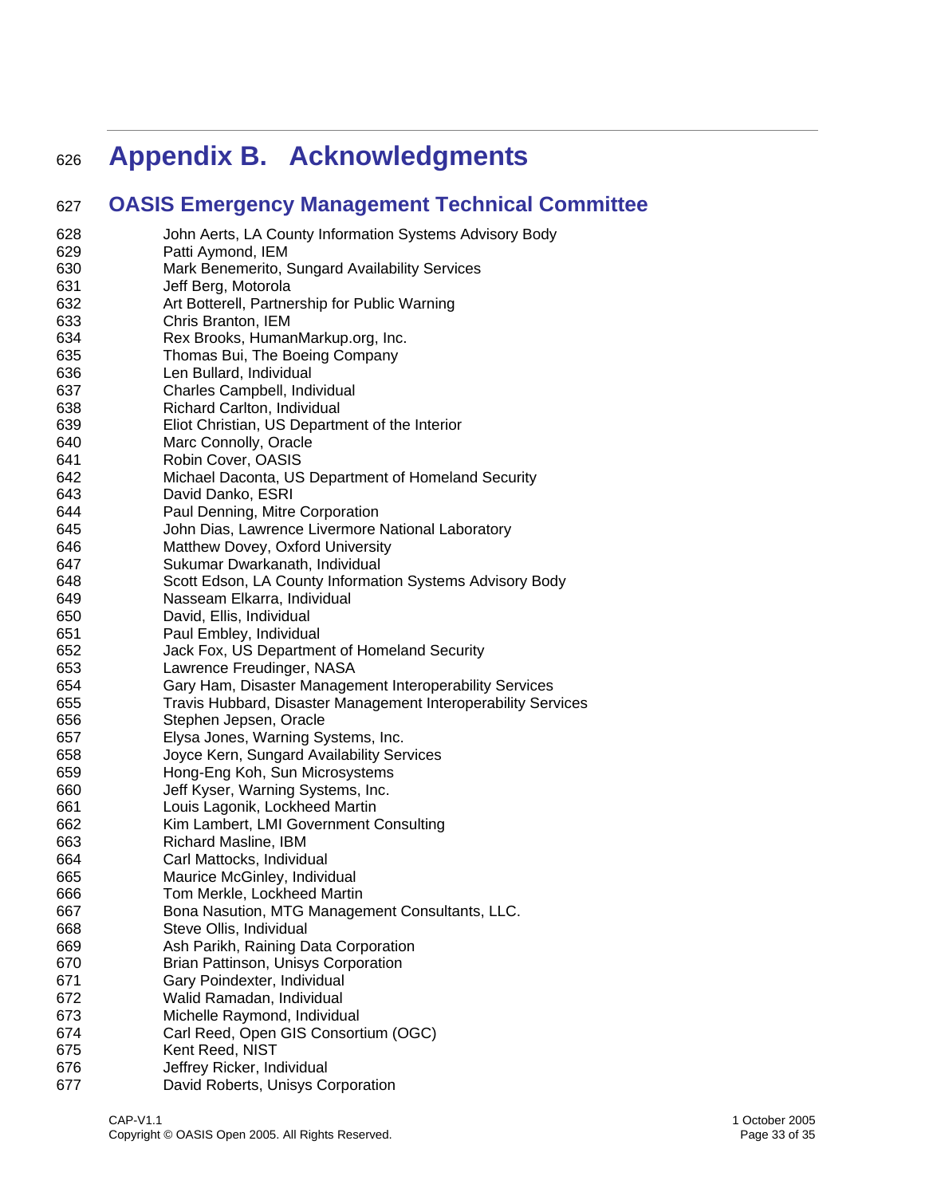# Appendix B. Acknowledgments

## OASIS Emergency Management Technical Committee

John Aerts, LA County Information Systems Advisory Body
Patti Aymond, IEM
Mark Benemerito, Sungard Availability Services
Jeff Berg, Motorola
Art Botterell, Partnership for Public Warning
Chris Branton, IEM
Rex Brooks, HumanMarkup.org, Inc.
Thomas Bui, The Boeing Company
Len Bullard, Individual
Charles Campbell, Individual
Richard Carlton, Individual
Eliot Christian, US Department of the Interior
Marc Connolly, Oracle
Robin Cover, OASIS
Michael Daconta, US Department of Homeland Security
David Danko, ESRI
Paul Denning, Mitre Corporation
John Dias, Lawrence Livermore National Laboratory
Matthew Dovey, Oxford University
Sukumar Dwarkanath, Individual
Scott Edson, LA County Information Systems Advisory Body
Nasseam Elkarra, Individual
David, Ellis, Individual
Paul Embley, Individual
Jack Fox, US Department of Homeland Security
Lawrence Freudinger, NASA
Gary Ham, Disaster Management Interoperability Services
Travis Hubbard, Disaster Management Interoperability Services
Stephen Jepsen, Oracle
Elysa Jones, Warning Systems, Inc.
Joyce Kern, Sungard Availability Services
Hong-Eng Koh, Sun Microsystems
Jeff Kyser, Warning Systems, Inc.
Louis Lagonik, Lockheed Martin
Kim Lambert, LMI Government Consulting
Richard Masline, IBM
Carl Mattocks, Individual
Maurice McGinley, Individual
Tom Merkle, Lockheed Martin
Bona Nasution, MTG Management Consultants, LLC.
Steve Ollis, Individual
Ash Parikh, Raining Data Corporation
Brian Pattinson, Unisys Corporation
Gary Poindexter, Individual
Walid Ramadan, Individual
Michelle Raymond, Individual
Carl Reed, Open GIS Consortium (OGC)
Kent Reed, NIST
Jeffrey Ricker, Individual
David Roberts, Unisys Corporation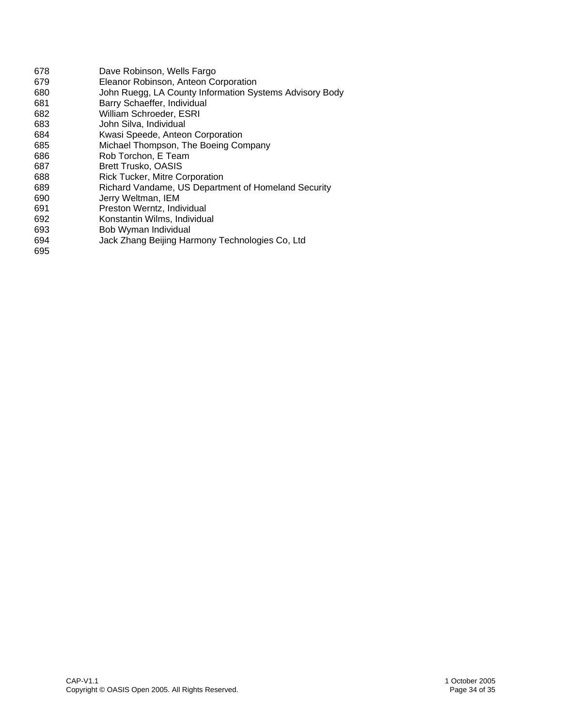678 Dave Robinson, Wells Fargo
679 Eleanor Robinson, Anteon Corporation
680 John Ruegg, LA County Information Systems Advisory Body
681 Barry Schaeffer, Individual
682 William Schroeder, ESRI
683 John Silva, Individual
684 Kwasi Speede, Anteon Corporation
685 Michael Thompson, The Boeing Company
686 Rob Torchon, E Team
687 Brett Trusko, OASIS
688 Rick Tucker, Mitre Corporation
689 Richard Vandame, US Department of Homeland Security
690 Jerry Weltman, IEM
691 Preston Werntz, Individual
692 Konstantin Wilms, Individual
693 Bob Wyman Individual
694 Jack Zhang Beijing Harmony Technologies Co, Ltd
695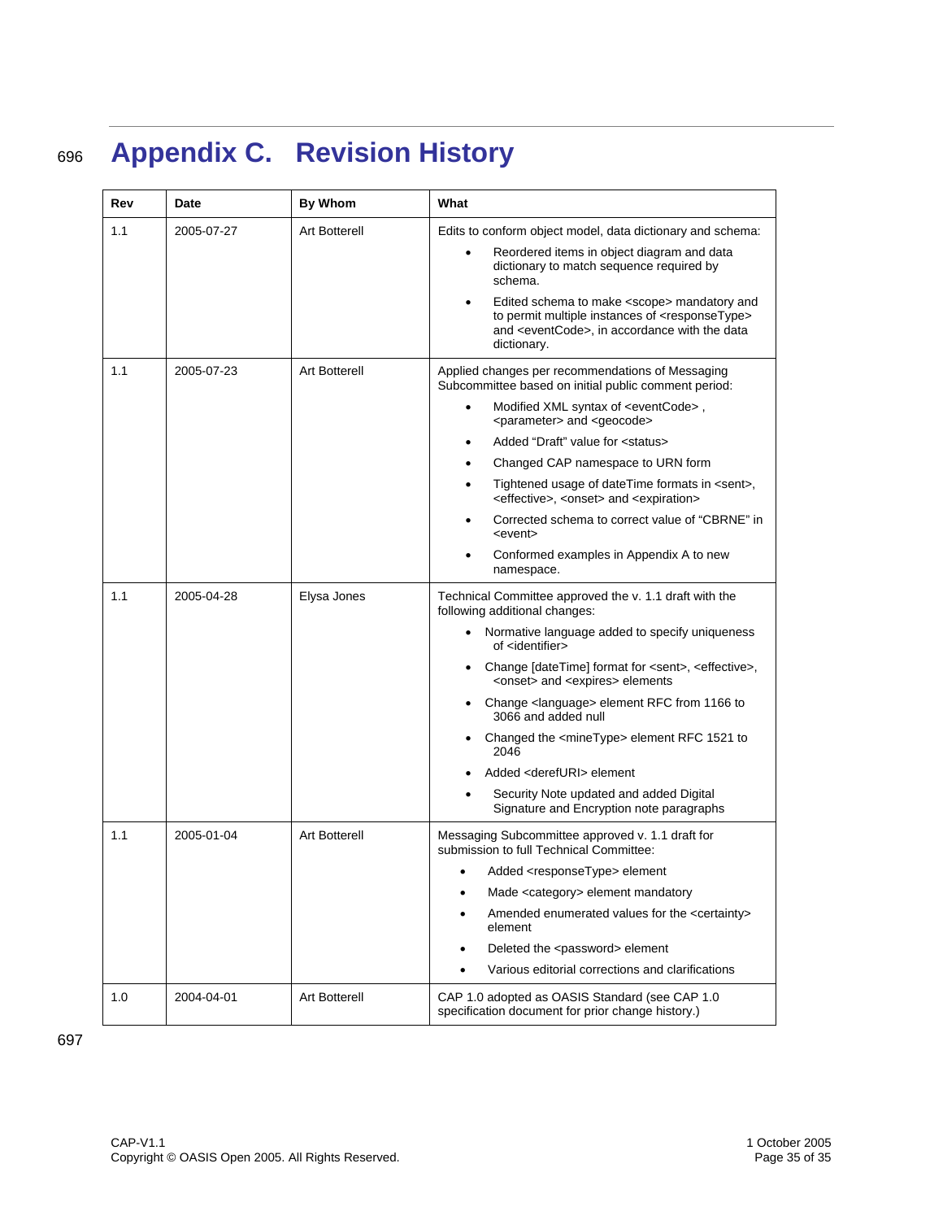# Appendix C. Revision History

| Rev | Date | By Whom | What |
|---|---|---|---|
| 1.1 | 2005-07-27 | Art Botterell | Edits to conform object model, data dictionary and schema:<br>• Reordered items in object diagram and data dictionary to match sequence required by schema.<br>• Edited schema to make <scope> mandatory and to permit multiple instances of <responseType> and <eventCode>, in accordance with the data dictionary. |
| 1.1 | 2005-07-23 | Art Botterell | Applied changes per recommendations of Messaging Subcommittee based on initial public comment period:<br>• Modified XML syntax of <eventCode> , <parameter> and <geocode><br>• Added "Draft" value for <status><br>• Changed CAP namespace to URN form<br>• Tightened usage of dateTime formats in <sent>, <effective>, <onset> and <expiration><br>• Corrected schema to correct value of "CBRNE" in <event><br>• Conformed examples in Appendix A to new namespace. |
| 1.1 | 2005-04-28 | Elysa Jones | Technical Committee approved the v. 1.1 draft with the following additional changes:<br>• Normative language added to specify uniqueness of <identifier><br>• Change [dateTime] format for <sent>, <effective>, <onset> and <expires> elements<br>• Change <language> element RFC from 1166 to 3066 and added null<br>• Changed the <mineType> element RFC 1521 to 2046<br>• Added <derefURI> element<br>• Security Note updated and added Digital Signature and Encryption note paragraphs |
| 1.1 | 2005-01-04 | Art Botterell | Messaging Subcommittee approved v. 1.1 draft for submission to full Technical Committee:<br>• Added <responseType> element<br>• Made <category> element mandatory<br>• Amended enumerated values for the <certainty> element<br>• Deleted the <password> element<br>• Various editorial corrections and clarifications |
| 1.0 | 2004-04-01 | Art Botterell | CAP 1.0 adopted as OASIS Standard (see CAP 1.0 specification document for prior change history.) |